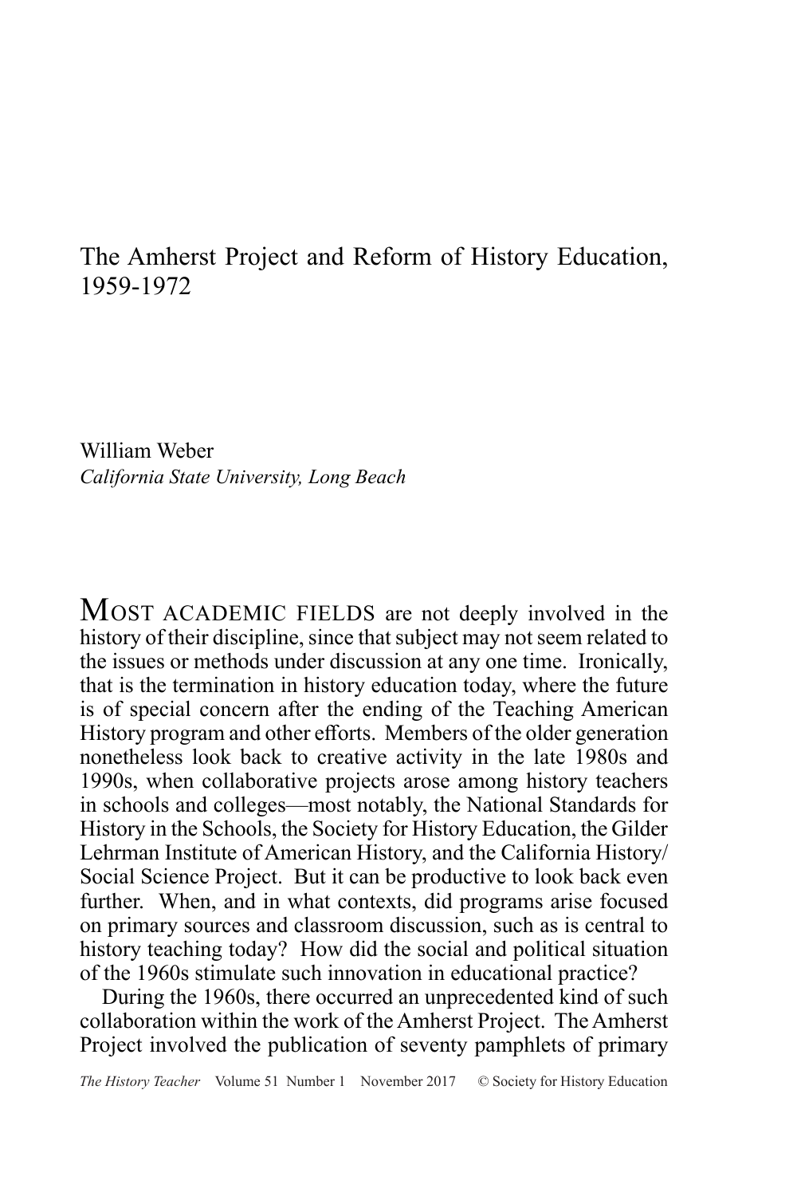# The Amherst Project and Reform of History Education, 1959-1972

William Weber
*California State University, Long Beach*

MOST ACADEMIC FIELDS are not deeply involved in the history of their discipline, since that subject may not seem related to the issues or methods under discussion at any one time. Ironically, that is the termination in history education today, where the future is of special concern after the ending of the Teaching American History program and other efforts. Members of the older generation nonetheless look back to creative activity in the late 1980s and 1990s, when collaborative projects arose among history teachers in schools and colleges—most notably, the National Standards for History in the Schools, the Society for History Education, the Gilder Lehrman Institute of American History, and the California History/Social Science Project. But it can be productive to look back even further. When, and in what contexts, did programs arise focused on primary sources and classroom discussion, such as is central to history teaching today? How did the social and political situation of the 1960s stimulate such innovation in educational practice?

During the 1960s, there occurred an unprecedented kind of such collaboration within the work of the Amherst Project. The Amherst Project involved the publication of seventy pamphlets of primary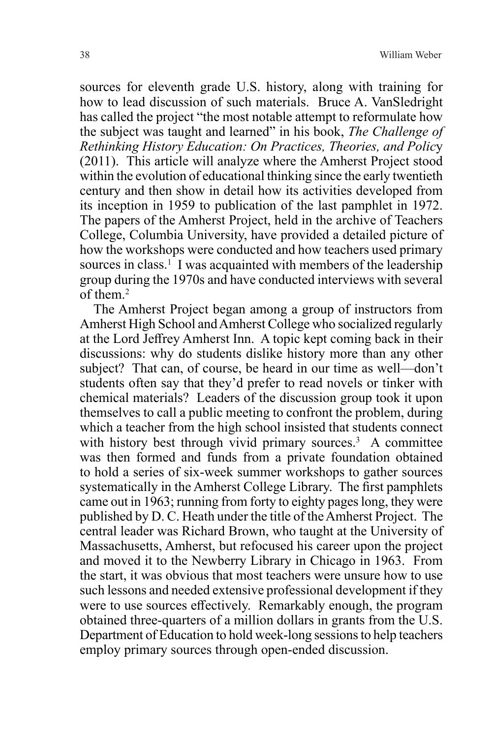sources for eleventh grade U.S. history, along with training for how to lead discussion of such materials. Bruce A. VanSledright has called the project "the most notable attempt to reformulate how the subject was taught and learned" in his book, *The Challenge of Rethinking History Education: On Practices, Theories, and Policy* (2011). This article will analyze where the Amherst Project stood within the evolution of educational thinking since the early twentieth century and then show in detail how its activities developed from its inception in 1959 to publication of the last pamphlet in 1972. The papers of the Amherst Project, held in the archive of Teachers College, Columbia University, have provided a detailed picture of how the workshops were conducted and how teachers used primary sources in class.[1] I was acquainted with members of the leadership group during the 1970s and have conducted interviews with several of them.[2]

The Amherst Project began among a group of instructors from Amherst High School and Amherst College who socialized regularly at the Lord Jeffrey Amherst Inn. A topic kept coming back in their discussions: why do students dislike history more than any other subject? That can, of course, be heard in our time as well—don't students often say that they'd prefer to read novels or tinker with chemical materials? Leaders of the discussion group took it upon themselves to call a public meeting to confront the problem, during which a teacher from the high school insisted that students connect with history best through vivid primary sources.[3] A committee was then formed and funds from a private foundation obtained to hold a series of six-week summer workshops to gather sources systematically in the Amherst College Library. The first pamphlets came out in 1963; running from forty to eighty pages long, they were published by D. C. Heath under the title of the Amherst Project. The central leader was Richard Brown, who taught at the University of Massachusetts, Amherst, but refocused his career upon the project and moved it to the Newberry Library in Chicago in 1963. From the start, it was obvious that most teachers were unsure how to use such lessons and needed extensive professional development if they were to use sources effectively. Remarkably enough, the program obtained three-quarters of a million dollars in grants from the U.S. Department of Education to hold week-long sessions to help teachers employ primary sources through open-ended discussion.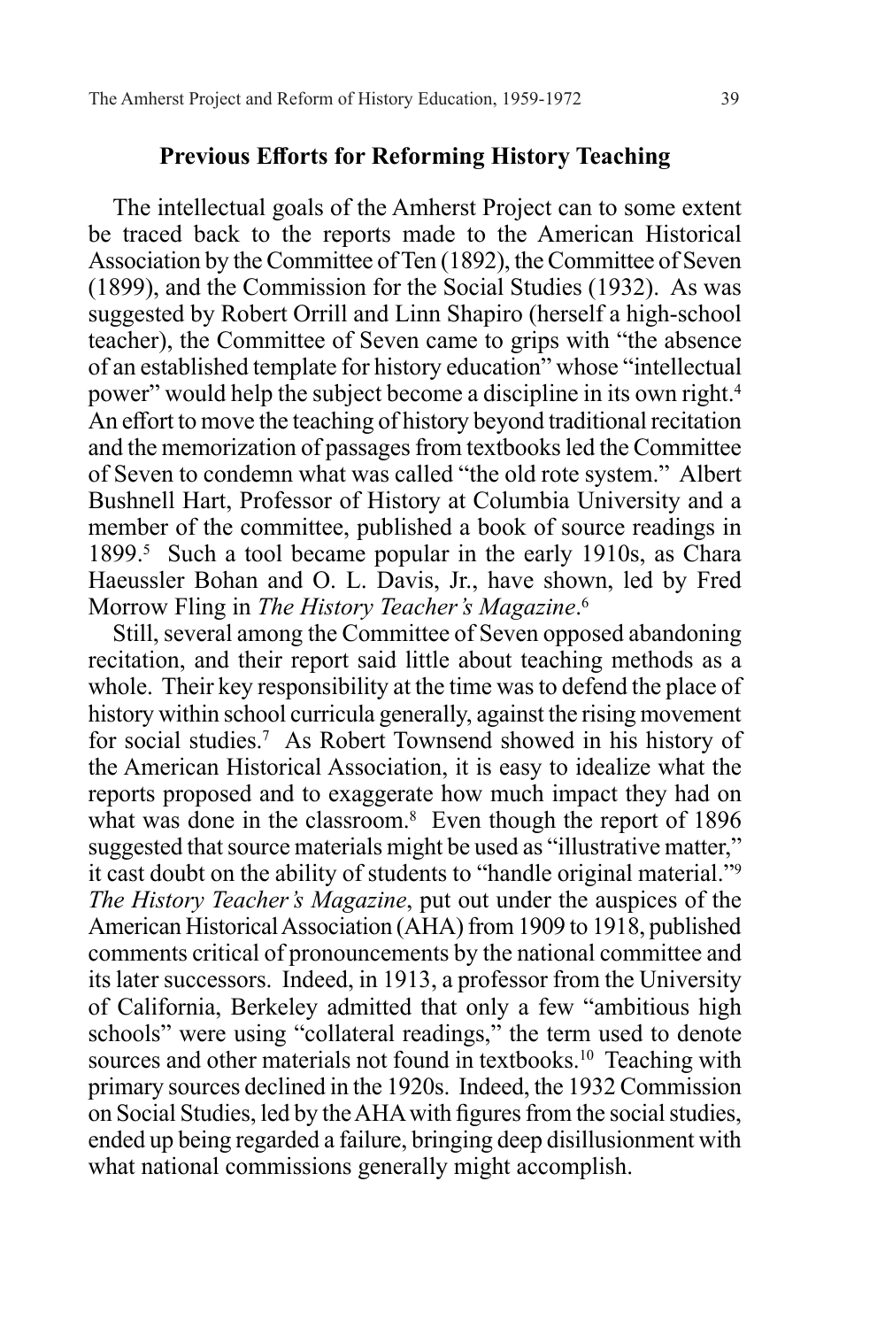## Previous Efforts for Reforming History Teaching

The intellectual goals of the Amherst Project can to some extent be traced back to the reports made to the American Historical Association by the Committee of Ten (1892), the Committee of Seven (1899), and the Commission for the Social Studies (1932). As was suggested by Robert Orrill and Linn Shapiro (herself a high-school teacher), the Committee of Seven came to grips with "the absence of an established template for history education" whose "intellectual power" would help the subject become a discipline in its own right.[4] An effort to move the teaching of history beyond traditional recitation and the memorization of passages from textbooks led the Committee of Seven to condemn what was called "the old rote system." Albert Bushnell Hart, Professor of History at Columbia University and a member of the committee, published a book of source readings in 1899.[5] Such a tool became popular in the early 1910s, as Chara Haeussler Bohan and O. L. Davis, Jr., have shown, led by Fred Morrow Fling in *The History Teacher's Magazine*.[6]

Still, several among the Committee of Seven opposed abandoning recitation, and their report said little about teaching methods as a whole. Their key responsibility at the time was to defend the place of history within school curricula generally, against the rising movement for social studies.[7] As Robert Townsend showed in his history of the American Historical Association, it is easy to idealize what the reports proposed and to exaggerate how much impact they had on what was done in the classroom.[8] Even though the report of 1896 suggested that source materials might be used as "illustrative matter," it cast doubt on the ability of students to "handle original material."[9] *The History Teacher's Magazine*, put out under the auspices of the American Historical Association (AHA) from 1909 to 1918, published comments critical of pronouncements by the national committee and its later successors. Indeed, in 1913, a professor from the University of California, Berkeley admitted that only a few "ambitious high schools" were using "collateral readings," the term used to denote sources and other materials not found in textbooks.[10] Teaching with primary sources declined in the 1920s. Indeed, the 1932 Commission on Social Studies, led by the AHA with figures from the social studies, ended up being regarded a failure, bringing deep disillusionment with what national commissions generally might accomplish.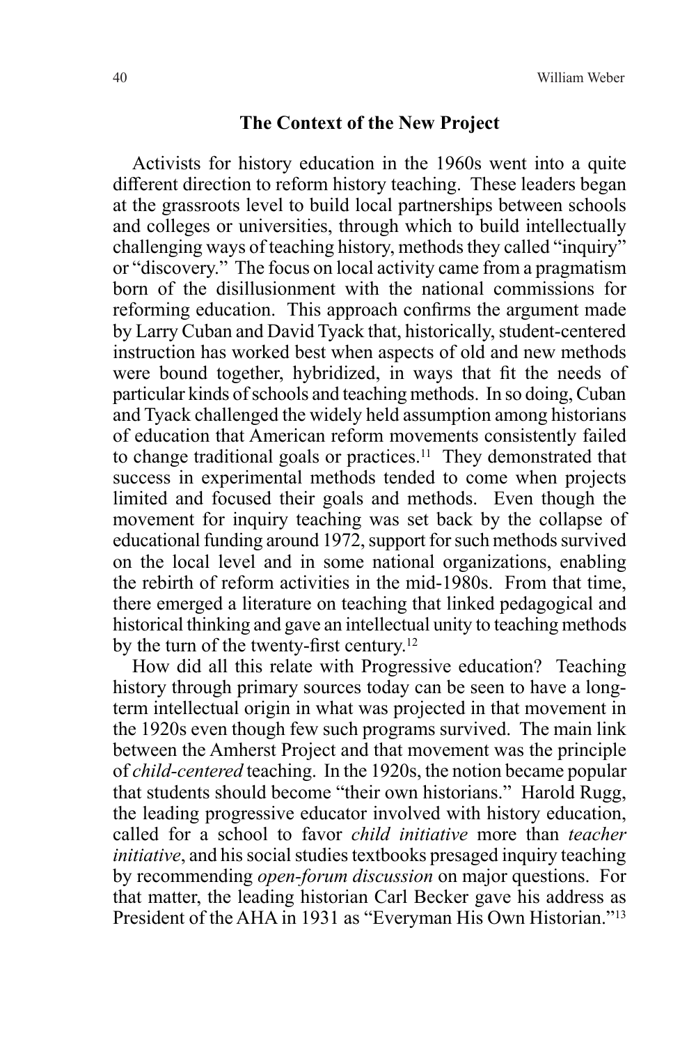## The Context of the New Project

Activists for history education in the 1960s went into a quite different direction to reform history teaching. These leaders began at the grassroots level to build local partnerships between schools and colleges or universities, through which to build intellectually challenging ways of teaching history, methods they called "inquiry" or "discovery." The focus on local activity came from a pragmatism born of the disillusionment with the national commissions for reforming education. This approach confirms the argument made by Larry Cuban and David Tyack that, historically, student-centered instruction has worked best when aspects of old and new methods were bound together, hybridized, in ways that fit the needs of particular kinds of schools and teaching methods. In so doing, Cuban and Tyack challenged the widely held assumption among historians of education that American reform movements consistently failed to change traditional goals or practices.[11] They demonstrated that success in experimental methods tended to come when projects limited and focused their goals and methods. Even though the movement for inquiry teaching was set back by the collapse of educational funding around 1972, support for such methods survived on the local level and in some national organizations, enabling the rebirth of reform activities in the mid-1980s. From that time, there emerged a literature on teaching that linked pedagogical and historical thinking and gave an intellectual unity to teaching methods by the turn of the twenty-first century.[12]

How did all this relate with Progressive education? Teaching history through primary sources today can be seen to have a long-term intellectual origin in what was projected in that movement in the 1920s even though few such programs survived. The main link between the Amherst Project and that movement was the principle of *child-centered* teaching. In the 1920s, the notion became popular that students should become "their own historians." Harold Rugg, the leading progressive educator involved with history education, called for a school to favor *child initiative* more than *teacher initiative*, and his social studies textbooks presaged inquiry teaching by recommending *open-forum discussion* on major questions. For that matter, the leading historian Carl Becker gave his address as President of the AHA in 1931 as "Everyman His Own Historian."[13]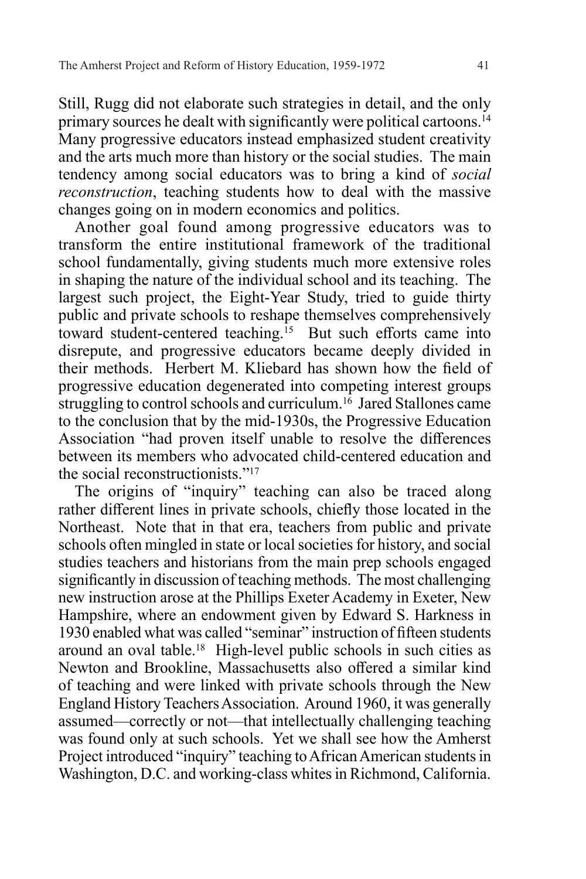Still, Rugg did not elaborate such strategies in detail, and the only primary sources he dealt with significantly were political cartoons.[14] Many progressive educators instead emphasized student creativity and the arts much more than history or the social studies. The main tendency among social educators was to bring a kind of *social reconstruction*, teaching students how to deal with the massive changes going on in modern economics and politics.

Another goal found among progressive educators was to transform the entire institutional framework of the traditional school fundamentally, giving students much more extensive roles in shaping the nature of the individual school and its teaching. The largest such project, the Eight-Year Study, tried to guide thirty public and private schools to reshape themselves comprehensively toward student-centered teaching.[15] But such efforts came into disrepute, and progressive educators became deeply divided in their methods. Herbert M. Kliebard has shown how the field of progressive education degenerated into competing interest groups struggling to control schools and curriculum.[16] Jared Stallones came to the conclusion that by the mid-1930s, the Progressive Education Association "had proven itself unable to resolve the differences between its members who advocated child-centered education and the social reconstructionists."[17]

The origins of "inquiry" teaching can also be traced along rather different lines in private schools, chiefly those located in the Northeast. Note that in that era, teachers from public and private schools often mingled in state or local societies for history, and social studies teachers and historians from the main prep schools engaged significantly in discussion of teaching methods. The most challenging new instruction arose at the Phillips Exeter Academy in Exeter, New Hampshire, where an endowment given by Edward S. Harkness in 1930 enabled what was called "seminar" instruction of fifteen students around an oval table.[18] High-level public schools in such cities as Newton and Brookline, Massachusetts also offered a similar kind of teaching and were linked with private schools through the New England History Teachers Association. Around 1960, it was generally assumed—correctly or not—that intellectually challenging teaching was found only at such schools. Yet we shall see how the Amherst Project introduced "inquiry" teaching to African American students in Washington, D.C. and working-class whites in Richmond, California.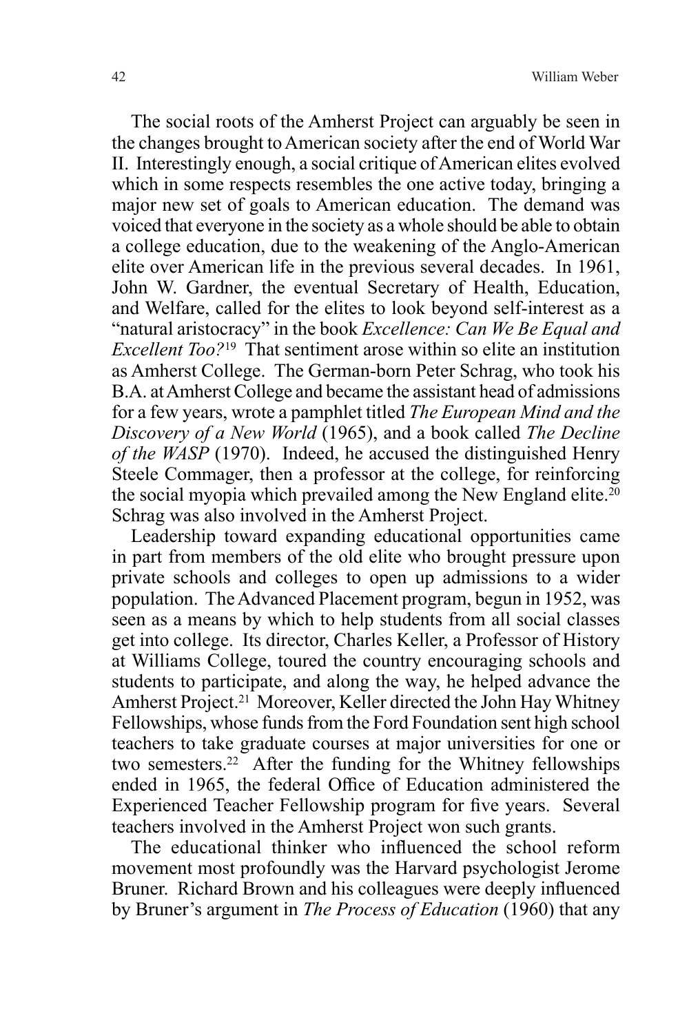The social roots of the Amherst Project can arguably be seen in the changes brought to American society after the end of World War II. Interestingly enough, a social critique of American elites evolved which in some respects resembles the one active today, bringing a major new set of goals to American education. The demand was voiced that everyone in the society as a whole should be able to obtain a college education, due to the weakening of the Anglo-American elite over American life in the previous several decades. In 1961, John W. Gardner, the eventual Secretary of Health, Education, and Welfare, called for the elites to look beyond self-interest as a "natural aristocracy" in the book *Excellence: Can We Be Equal and Excellent Too?*[19] That sentiment arose within so elite an institution as Amherst College. The German-born Peter Schrag, who took his B.A. at Amherst College and became the assistant head of admissions for a few years, wrote a pamphlet titled *The European Mind and the Discovery of a New World* (1965), and a book called *The Decline of the WASP* (1970). Indeed, he accused the distinguished Henry Steele Commager, then a professor at the college, for reinforcing the social myopia which prevailed among the New England elite.[20] Schrag was also involved in the Amherst Project.

Leadership toward expanding educational opportunities came in part from members of the old elite who brought pressure upon private schools and colleges to open up admissions to a wider population. The Advanced Placement program, begun in 1952, was seen as a means by which to help students from all social classes get into college. Its director, Charles Keller, a Professor of History at Williams College, toured the country encouraging schools and students to participate, and along the way, he helped advance the Amherst Project.[21] Moreover, Keller directed the John Hay Whitney Fellowships, whose funds from the Ford Foundation sent high school teachers to take graduate courses at major universities for one or two semesters.[22] After the funding for the Whitney fellowships ended in 1965, the federal Office of Education administered the Experienced Teacher Fellowship program for five years. Several teachers involved in the Amherst Project won such grants.

The educational thinker who influenced the school reform movement most profoundly was the Harvard psychologist Jerome Bruner. Richard Brown and his colleagues were deeply influenced by Bruner's argument in *The Process of Education* (1960) that any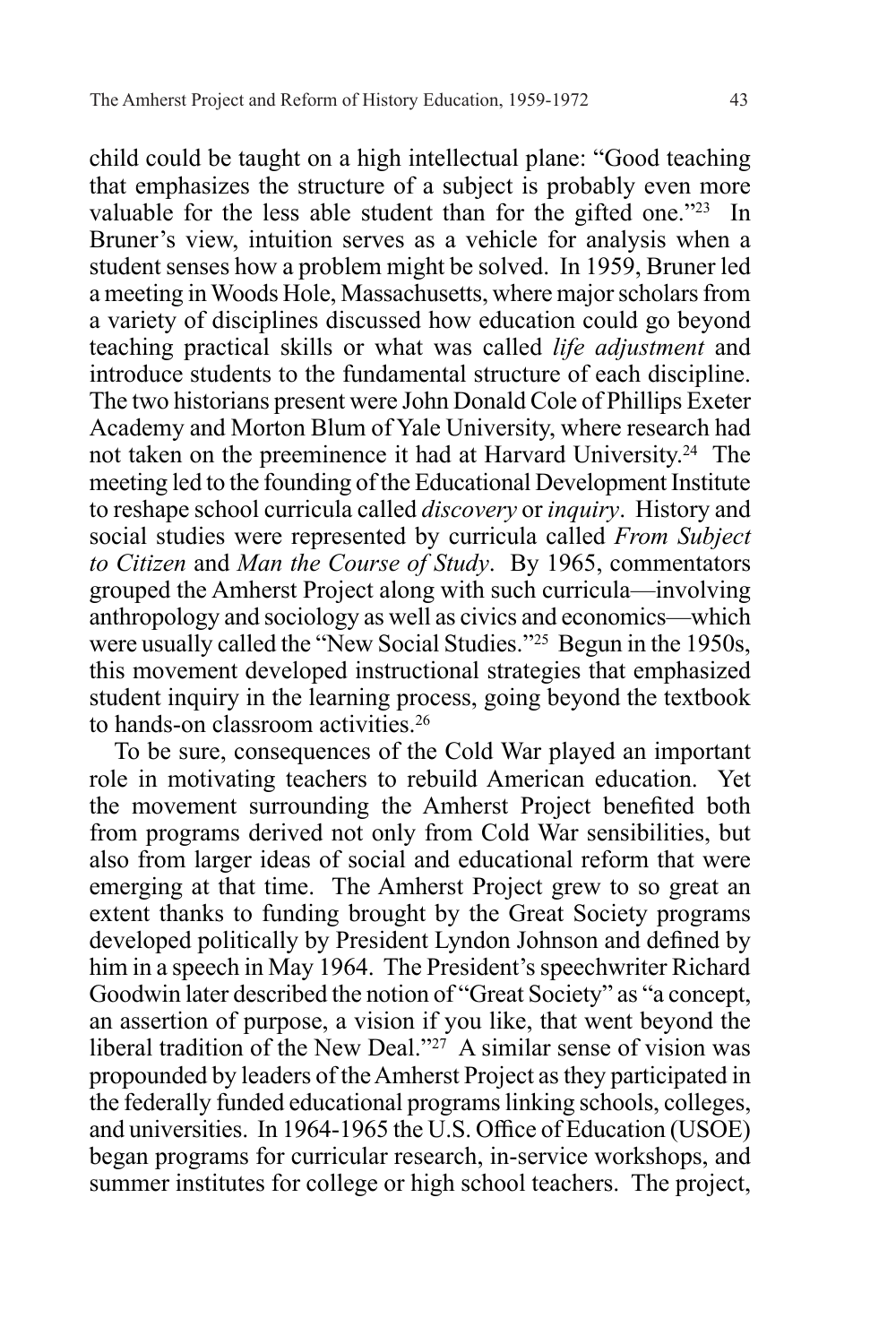child could be taught on a high intellectual plane: "Good teaching that emphasizes the structure of a subject is probably even more valuable for the less able student than for the gifted one."[23] In Bruner's view, intuition serves as a vehicle for analysis when a student senses how a problem might be solved. In 1959, Bruner led a meeting in Woods Hole, Massachusetts, where major scholars from a variety of disciplines discussed how education could go beyond teaching practical skills or what was called *life adjustment* and introduce students to the fundamental structure of each discipline. The two historians present were John Donald Cole of Phillips Exeter Academy and Morton Blum of Yale University, where research had not taken on the preeminence it had at Harvard University.[24] The meeting led to the founding of the Educational Development Institute to reshape school curricula called *discovery* or *inquiry*. History and social studies were represented by curricula called *From Subject to Citizen* and *Man the Course of Study*. By 1965, commentators grouped the Amherst Project along with such curricula—involving anthropology and sociology as well as civics and economics—which were usually called the "New Social Studies."[25] Begun in the 1950s, this movement developed instructional strategies that emphasized student inquiry in the learning process, going beyond the textbook to hands-on classroom activities.[26]

To be sure, consequences of the Cold War played an important role in motivating teachers to rebuild American education. Yet the movement surrounding the Amherst Project benefited both from programs derived not only from Cold War sensibilities, but also from larger ideas of social and educational reform that were emerging at that time. The Amherst Project grew to so great an extent thanks to funding brought by the Great Society programs developed politically by President Lyndon Johnson and defined by him in a speech in May 1964. The President's speechwriter Richard Goodwin later described the notion of "Great Society" as "a concept, an assertion of purpose, a vision if you like, that went beyond the liberal tradition of the New Deal."[27] A similar sense of vision was propounded by leaders of the Amherst Project as they participated in the federally funded educational programs linking schools, colleges, and universities. In 1964-1965 the U.S. Office of Education (USOE) began programs for curricular research, in-service workshops, and summer institutes for college or high school teachers. The project,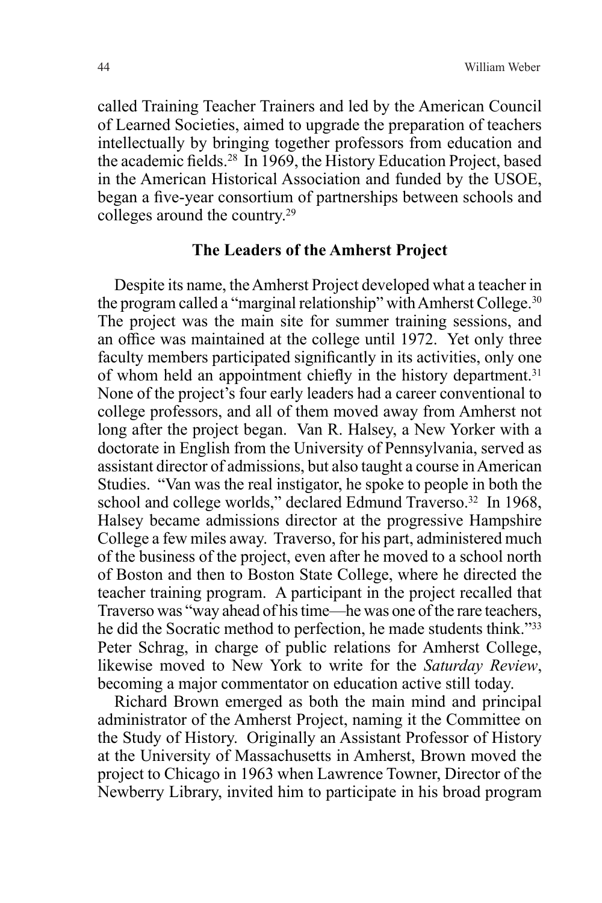called Training Teacher Trainers and led by the American Council of Learned Societies, aimed to upgrade the preparation of teachers intellectually by bringing together professors from education and the academic fields.[28] In 1969, the History Education Project, based in the American Historical Association and funded by the USOE, began a five-year consortium of partnerships between schools and colleges around the country.[29]

## The Leaders of the Amherst Project

Despite its name, the Amherst Project developed what a teacher in the program called a "marginal relationship" with Amherst College.[30] The project was the main site for summer training sessions, and an office was maintained at the college until 1972. Yet only three faculty members participated significantly in its activities, only one of whom held an appointment chiefly in the history department.[31] None of the project's four early leaders had a career conventional to college professors, and all of them moved away from Amherst not long after the project began. Van R. Halsey, a New Yorker with a doctorate in English from the University of Pennsylvania, served as assistant director of admissions, but also taught a course in American Studies. "Van was the real instigator, he spoke to people in both the school and college worlds," declared Edmund Traverso.[32] In 1968, Halsey became admissions director at the progressive Hampshire College a few miles away. Traverso, for his part, administered much of the business of the project, even after he moved to a school north of Boston and then to Boston State College, where he directed the teacher training program. A participant in the project recalled that Traverso was "way ahead of his time—he was one of the rare teachers, he did the Socratic method to perfection, he made students think."[33] Peter Schrag, in charge of public relations for Amherst College, likewise moved to New York to write for the *Saturday Review*, becoming a major commentator on education active still today.

Richard Brown emerged as both the main mind and principal administrator of the Amherst Project, naming it the Committee on the Study of History. Originally an Assistant Professor of History at the University of Massachusetts in Amherst, Brown moved the project to Chicago in 1963 when Lawrence Towner, Director of the Newberry Library, invited him to participate in his broad program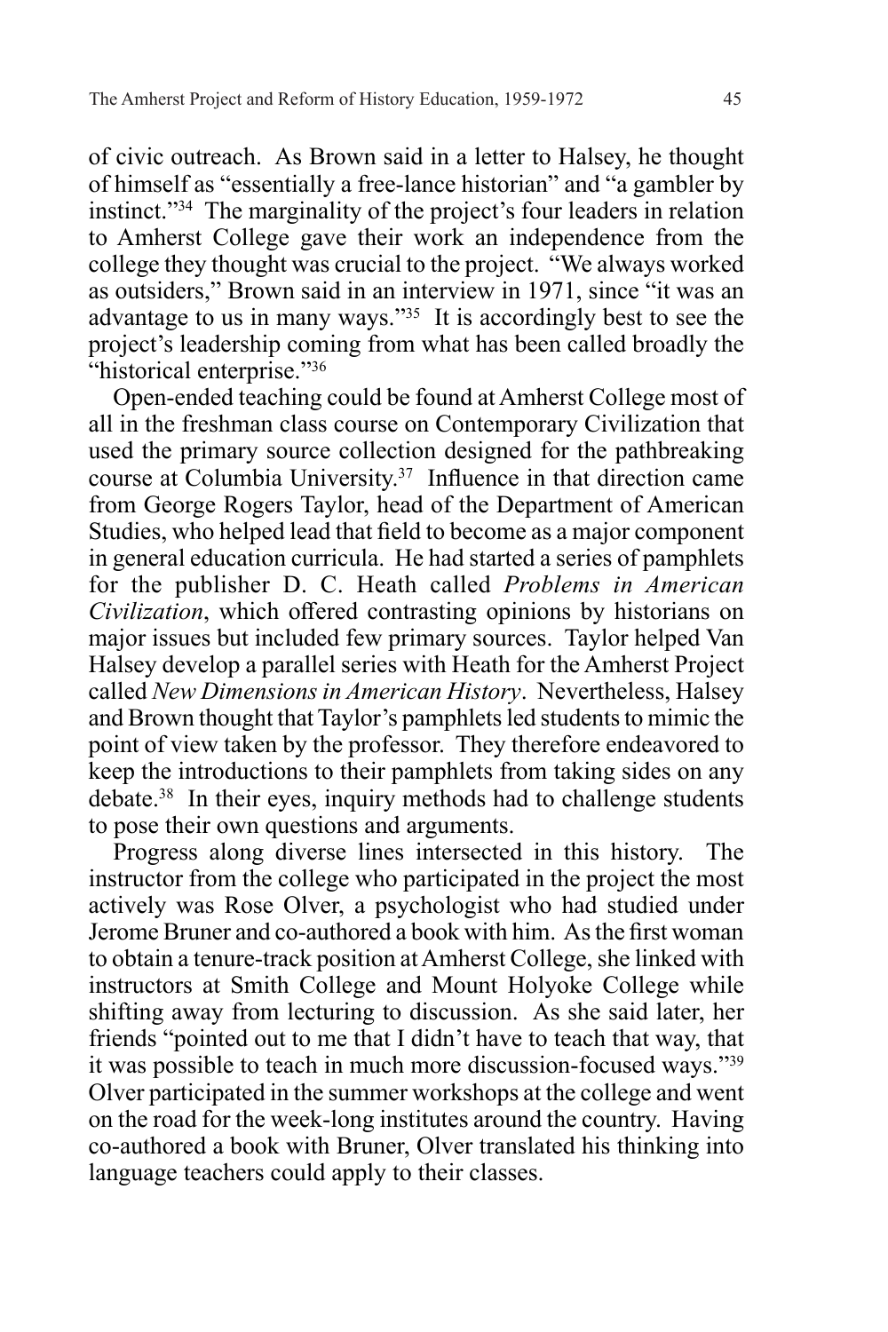of civic outreach. As Brown said in a letter to Halsey, he thought of himself as "essentially a free-lance historian" and "a gambler by instinct."[34] The marginality of the project's four leaders in relation to Amherst College gave their work an independence from the college they thought was crucial to the project. "We always worked as outsiders," Brown said in an interview in 1971, since "it was an advantage to us in many ways."[35] It is accordingly best to see the project's leadership coming from what has been called broadly the "historical enterprise."[36]

Open-ended teaching could be found at Amherst College most of all in the freshman class course on Contemporary Civilization that used the primary source collection designed for the pathbreaking course at Columbia University.[37] Influence in that direction came from George Rogers Taylor, head of the Department of American Studies, who helped lead that field to become as a major component in general education curricula. He had started a series of pamphlets for the publisher D. C. Heath called *Problems in American Civilization*, which offered contrasting opinions by historians on major issues but included few primary sources. Taylor helped Van Halsey develop a parallel series with Heath for the Amherst Project called *New Dimensions in American History*. Nevertheless, Halsey and Brown thought that Taylor's pamphlets led students to mimic the point of view taken by the professor. They therefore endeavored to keep the introductions to their pamphlets from taking sides on any debate.[38] In their eyes, inquiry methods had to challenge students to pose their own questions and arguments.

Progress along diverse lines intersected in this history. The instructor from the college who participated in the project the most actively was Rose Olver, a psychologist who had studied under Jerome Bruner and co-authored a book with him. As the first woman to obtain a tenure-track position at Amherst College, she linked with instructors at Smith College and Mount Holyoke College while shifting away from lecturing to discussion. As she said later, her friends "pointed out to me that I didn't have to teach that way, that it was possible to teach in much more discussion-focused ways."[39] Olver participated in the summer workshops at the college and went on the road for the week-long institutes around the country. Having co-authored a book with Bruner, Olver translated his thinking into language teachers could apply to their classes.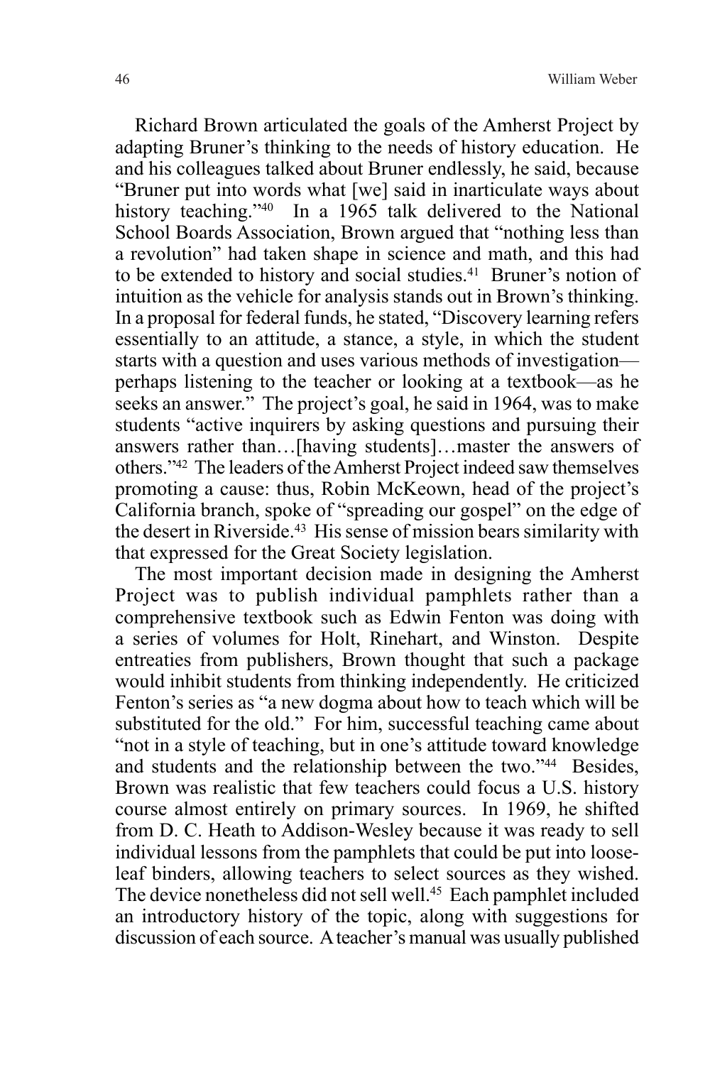Richard Brown articulated the goals of the Amherst Project by adapting Bruner's thinking to the needs of history education. He and his colleagues talked about Bruner endlessly, he said, because "Bruner put into words what [we] said in inarticulate ways about history teaching."[40] In a 1965 talk delivered to the National School Boards Association, Brown argued that "nothing less than a revolution" had taken shape in science and math, and this had to be extended to history and social studies.[41] Bruner's notion of intuition as the vehicle for analysis stands out in Brown's thinking. In a proposal for federal funds, he stated, "Discovery learning refers essentially to an attitude, a stance, a style, in which the student starts with a question and uses various methods of investigation—perhaps listening to the teacher or looking at a textbook—as he seeks an answer." The project's goal, he said in 1964, was to make students "active inquirers by asking questions and pursuing their answers rather than…[having students]…master the answers of others."[42] The leaders of the Amherst Project indeed saw themselves promoting a cause: thus, Robin McKeown, head of the project's California branch, spoke of "spreading our gospel" on the edge of the desert in Riverside.[43] His sense of mission bears similarity with that expressed for the Great Society legislation.

The most important decision made in designing the Amherst Project was to publish individual pamphlets rather than a comprehensive textbook such as Edwin Fenton was doing with a series of volumes for Holt, Rinehart, and Winston. Despite entreaties from publishers, Brown thought that such a package would inhibit students from thinking independently. He criticized Fenton's series as "a new dogma about how to teach which will be substituted for the old." For him, successful teaching came about "not in a style of teaching, but in one's attitude toward knowledge and students and the relationship between the two."[44] Besides, Brown was realistic that few teachers could focus a U.S. history course almost entirely on primary sources. In 1969, he shifted from D. C. Heath to Addison-Wesley because it was ready to sell individual lessons from the pamphlets that could be put into loose-leaf binders, allowing teachers to select sources as they wished. The device nonetheless did not sell well.[45] Each pamphlet included an introductory history of the topic, along with suggestions for discussion of each source. A teacher's manual was usually published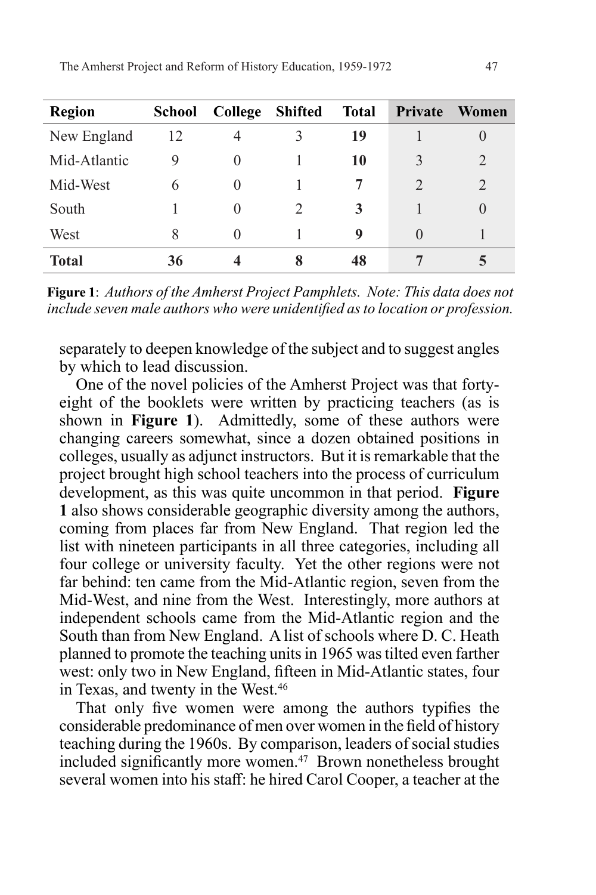| Region | School | College | Shifted | Total | Private | Women |
|---|---|---|---|---|---|---|
| New England | 12 | 4 | 3 | **19** | 1 | 0 |
| Mid-Atlantic | 9 | 0 | 1 | **10** | 3 | 2 |
| Mid-West | 6 | 0 | 1 | **7** | 2 | 2 |
| South | 1 | 0 | 2 | **3** | 1 | 0 |
| West | 8 | 0 | 1 | **9** | 0 | 1 |
| **Total** | **36** | **4** | **8** | **48** | **7** | **5** |

**Figure 1**: *Authors of the Amherst Project Pamphlets. Note: This data does not include seven male authors who were unidentified as to location or profession.*

separately to deepen knowledge of the subject and to suggest angles by which to lead discussion.

One of the novel policies of the Amherst Project was that forty-eight of the booklets were written by practicing teachers (as is shown in **Figure 1**). Admittedly, some of these authors were changing careers somewhat, since a dozen obtained positions in colleges, usually as adjunct instructors. But it is remarkable that the project brought high school teachers into the process of curriculum development, as this was quite uncommon in that period. **Figure 1** also shows considerable geographic diversity among the authors, coming from places far from New England. That region led the list with nineteen participants in all three categories, including all four college or university faculty. Yet the other regions were not far behind: ten came from the Mid-Atlantic region, seven from the Mid-West, and nine from the West. Interestingly, more authors at independent schools came from the Mid-Atlantic region and the South than from New England. A list of schools where D. C. Heath planned to promote the teaching units in 1965 was tilted even farther west: only two in New England, fifteen in Mid-Atlantic states, four in Texas, and twenty in the West.[46]

That only five women were among the authors typifies the considerable predominance of men over women in the field of history teaching during the 1960s. By comparison, leaders of social studies included significantly more women.[47] Brown nonetheless brought several women into his staff: he hired Carol Cooper, a teacher at the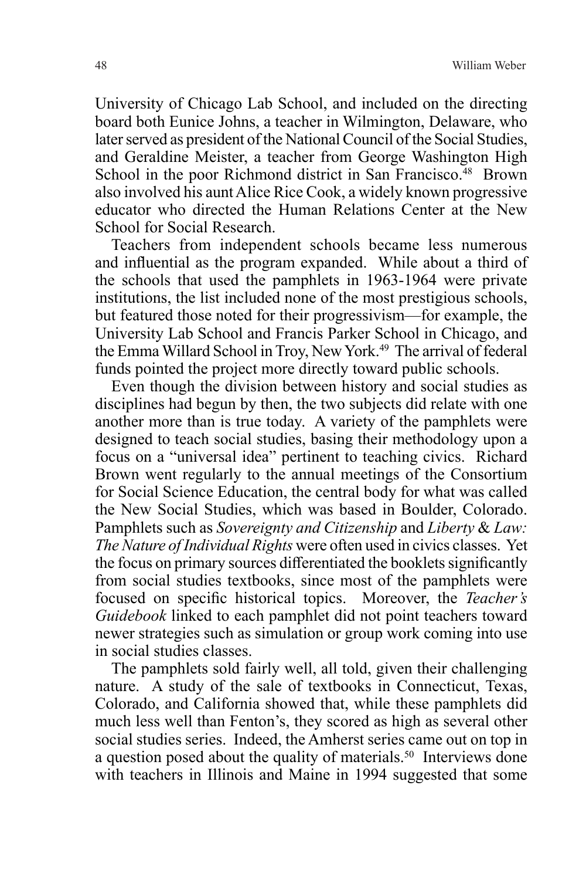University of Chicago Lab School, and included on the directing board both Eunice Johns, a teacher in Wilmington, Delaware, who later served as president of the National Council of the Social Studies, and Geraldine Meister, a teacher from George Washington High School in the poor Richmond district in San Francisco.[48] Brown also involved his aunt Alice Rice Cook, a widely known progressive educator who directed the Human Relations Center at the New School for Social Research.

Teachers from independent schools became less numerous and influential as the program expanded. While about a third of the schools that used the pamphlets in 1963-1964 were private institutions, the list included none of the most prestigious schools, but featured those noted for their progressivism—for example, the University Lab School and Francis Parker School in Chicago, and the Emma Willard School in Troy, New York.[49] The arrival of federal funds pointed the project more directly toward public schools.

Even though the division between history and social studies as disciplines had begun by then, the two subjects did relate with one another more than is true today. A variety of the pamphlets were designed to teach social studies, basing their methodology upon a focus on a "universal idea" pertinent to teaching civics. Richard Brown went regularly to the annual meetings of the Consortium for Social Science Education, the central body for what was called the New Social Studies, which was based in Boulder, Colorado. Pamphlets such as *Sovereignty and Citizenship* and *Liberty & Law: The Nature of Individual Rights* were often used in civics classes. Yet the focus on primary sources differentiated the booklets significantly from social studies textbooks, since most of the pamphlets were focused on specific historical topics. Moreover, the *Teacher's Guidebook* linked to each pamphlet did not point teachers toward newer strategies such as simulation or group work coming into use in social studies classes.

The pamphlets sold fairly well, all told, given their challenging nature. A study of the sale of textbooks in Connecticut, Texas, Colorado, and California showed that, while these pamphlets did much less well than Fenton's, they scored as high as several other social studies series. Indeed, the Amherst series came out on top in a question posed about the quality of materials.[50] Interviews done with teachers in Illinois and Maine in 1994 suggested that some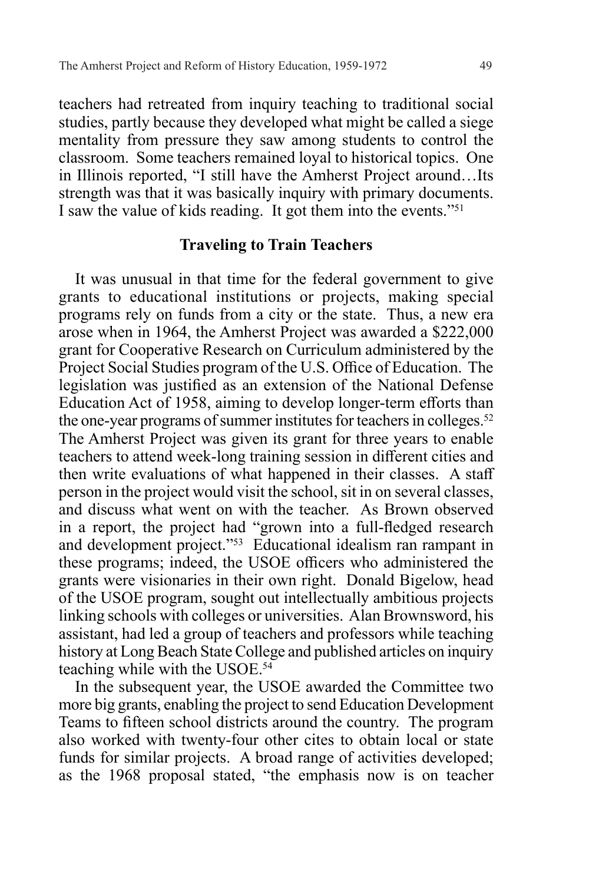teachers had retreated from inquiry teaching to traditional social studies, partly because they developed what might be called a siege mentality from pressure they saw among students to control the classroom. Some teachers remained loyal to historical topics. One in Illinois reported, "I still have the Amherst Project around…Its strength was that it was basically inquiry with primary documents. I saw the value of kids reading. It got them into the events."[51]

## Traveling to Train Teachers

It was unusual in that time for the federal government to give grants to educational institutions or projects, making special programs rely on funds from a city or the state. Thus, a new era arose when in 1964, the Amherst Project was awarded a $222,000 grant for Cooperative Research on Curriculum administered by the Project Social Studies program of the U.S. Office of Education. The legislation was justified as an extension of the National Defense Education Act of 1958, aiming to develop longer-term efforts than the one-year programs of summer institutes for teachers in colleges.[52] The Amherst Project was given its grant for three years to enable teachers to attend week-long training session in different cities and then write evaluations of what happened in their classes. A staff person in the project would visit the school, sit in on several classes, and discuss what went on with the teacher. As Brown observed in a report, the project had "grown into a full-fledged research and development project."[53] Educational idealism ran rampant in these programs; indeed, the USOE officers who administered the grants were visionaries in their own right. Donald Bigelow, head of the USOE program, sought out intellectually ambitious projects linking schools with colleges or universities. Alan Brownsword, his assistant, had led a group of teachers and professors while teaching history at Long Beach State College and published articles on inquiry teaching while with the USOE.[54]

In the subsequent year, the USOE awarded the Committee two more big grants, enabling the project to send Education Development Teams to fifteen school districts around the country. The program also worked with twenty-four other cites to obtain local or state funds for similar projects. A broad range of activities developed; as the 1968 proposal stated, "the emphasis now is on teacher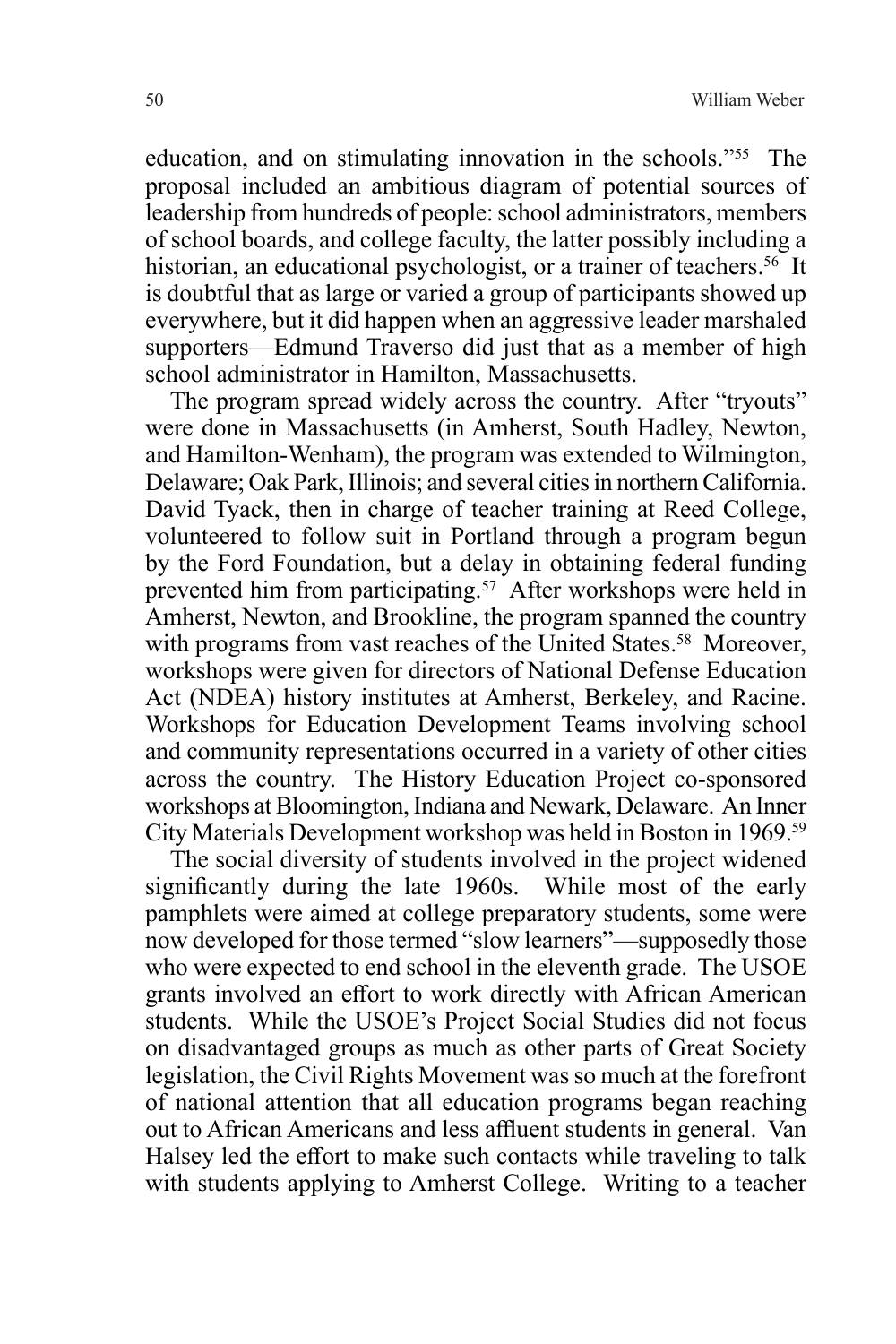education, and on stimulating innovation in the schools."[55] The proposal included an ambitious diagram of potential sources of leadership from hundreds of people: school administrators, members of school boards, and college faculty, the latter possibly including a historian, an educational psychologist, or a trainer of teachers.[56] It is doubtful that as large or varied a group of participants showed up everywhere, but it did happen when an aggressive leader marshaled supporters—Edmund Traverso did just that as a member of high school administrator in Hamilton, Massachusetts.

The program spread widely across the country. After "tryouts" were done in Massachusetts (in Amherst, South Hadley, Newton, and Hamilton-Wenham), the program was extended to Wilmington, Delaware; Oak Park, Illinois; and several cities in northern California. David Tyack, then in charge of teacher training at Reed College, volunteered to follow suit in Portland through a program begun by the Ford Foundation, but a delay in obtaining federal funding prevented him from participating.[57] After workshops were held in Amherst, Newton, and Brookline, the program spanned the country with programs from vast reaches of the United States.[58] Moreover, workshops were given for directors of National Defense Education Act (NDEA) history institutes at Amherst, Berkeley, and Racine. Workshops for Education Development Teams involving school and community representations occurred in a variety of other cities across the country. The History Education Project co-sponsored workshops at Bloomington, Indiana and Newark, Delaware. An Inner City Materials Development workshop was held in Boston in 1969.[59]

The social diversity of students involved in the project widened significantly during the late 1960s. While most of the early pamphlets were aimed at college preparatory students, some were now developed for those termed "slow learners"—supposedly those who were expected to end school in the eleventh grade. The USOE grants involved an effort to work directly with African American students. While the USOE's Project Social Studies did not focus on disadvantaged groups as much as other parts of Great Society legislation, the Civil Rights Movement was so much at the forefront of national attention that all education programs began reaching out to African Americans and less affluent students in general. Van Halsey led the effort to make such contacts while traveling to talk with students applying to Amherst College. Writing to a teacher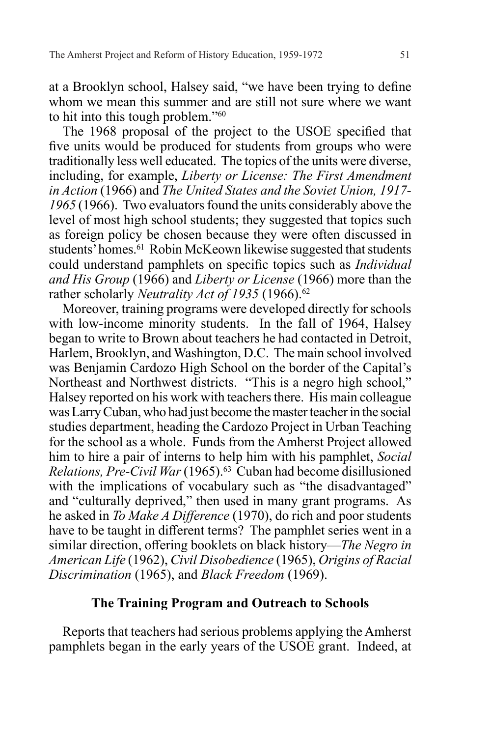at a Brooklyn school, Halsey said, "we have been trying to define whom we mean this summer and are still not sure where we want to hit into this tough problem."[60]

The 1968 proposal of the project to the USOE specified that five units would be produced for students from groups who were traditionally less well educated. The topics of the units were diverse, including, for example, *Liberty or License: The First Amendment in Action* (1966) and *The United States and the Soviet Union, 1917-1965* (1966). Two evaluators found the units considerably above the level of most high school students; they suggested that topics such as foreign policy be chosen because they were often discussed in students' homes.[61] Robin McKeown likewise suggested that students could understand pamphlets on specific topics such as *Individual and His Group* (1966) and *Liberty or License* (1966) more than the rather scholarly *Neutrality Act of 1935* (1966).[62]

Moreover, training programs were developed directly for schools with low-income minority students. In the fall of 1964, Halsey began to write to Brown about teachers he had contacted in Detroit, Harlem, Brooklyn, and Washington, D.C. The main school involved was Benjamin Cardozo High School on the border of the Capital's Northeast and Northwest districts. "This is a negro high school," Halsey reported on his work with teachers there. His main colleague was Larry Cuban, who had just become the master teacher in the social studies department, heading the Cardozo Project in Urban Teaching for the school as a whole. Funds from the Amherst Project allowed him to hire a pair of interns to help him with his pamphlet, *Social Relations, Pre-Civil War* (1965).[63] Cuban had become disillusioned with the implications of vocabulary such as "the disadvantaged" and "culturally deprived," then used in many grant programs. As he asked in *To Make A Difference* (1970), do rich and poor students have to be taught in different terms? The pamphlet series went in a similar direction, offering booklets on black history—*The Negro in American Life* (1962), *Civil Disobedience* (1965), *Origins of Racial Discrimination* (1965), and *Black Freedom* (1969).

## The Training Program and Outreach to Schools

Reports that teachers had serious problems applying the Amherst pamphlets began in the early years of the USOE grant. Indeed, at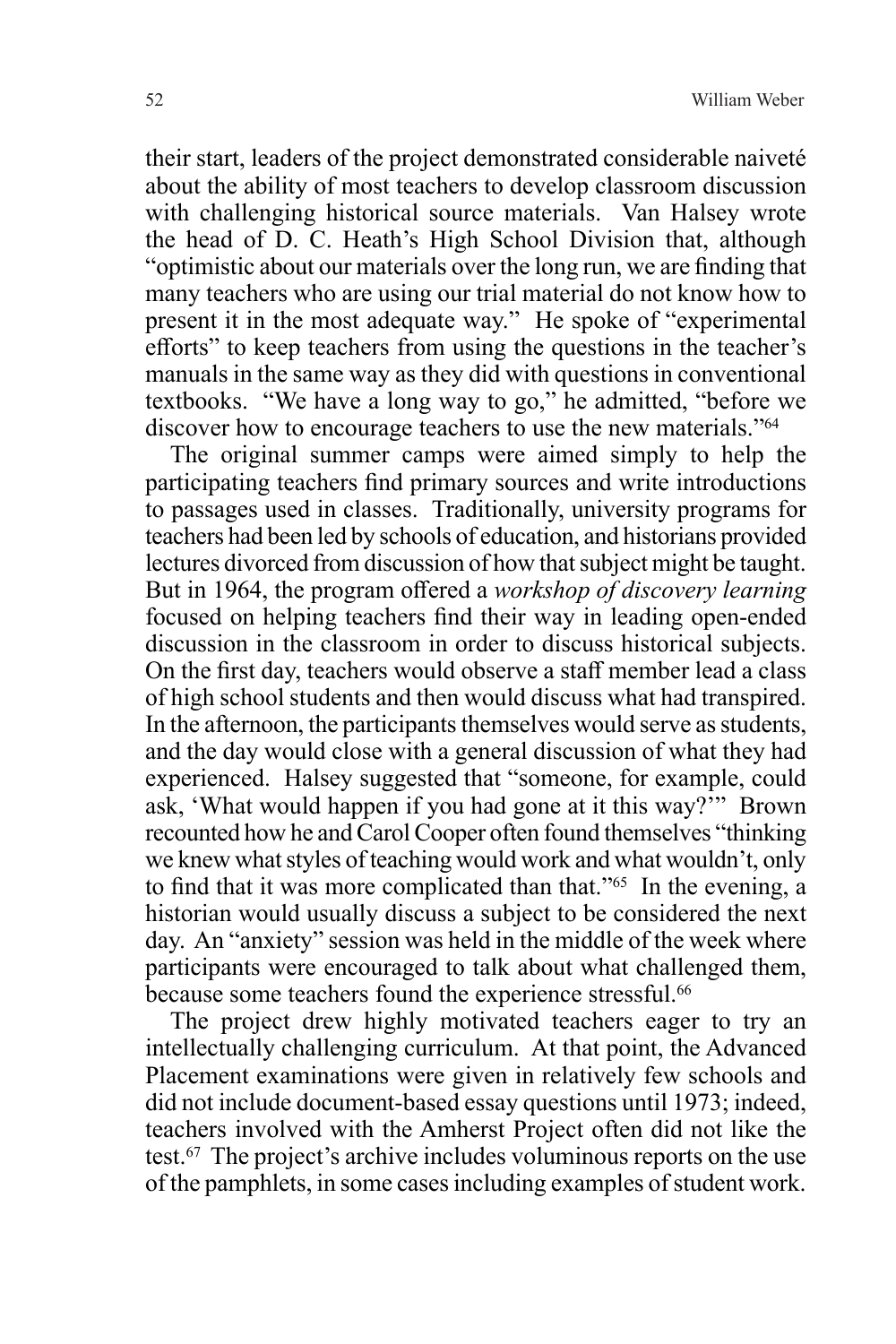their start, leaders of the project demonstrated considerable naiveté about the ability of most teachers to develop classroom discussion with challenging historical source materials. Van Halsey wrote the head of D. C. Heath's High School Division that, although "optimistic about our materials over the long run, we are finding that many teachers who are using our trial material do not know how to present it in the most adequate way." He spoke of "experimental efforts" to keep teachers from using the questions in the teacher's manuals in the same way as they did with questions in conventional textbooks. "We have a long way to go," he admitted, "before we discover how to encourage teachers to use the new materials."[64]

The original summer camps were aimed simply to help the participating teachers find primary sources and write introductions to passages used in classes. Traditionally, university programs for teachers had been led by schools of education, and historians provided lectures divorced from discussion of how that subject might be taught. But in 1964, the program offered a *workshop of discovery learning* focused on helping teachers find their way in leading open-ended discussion in the classroom in order to discuss historical subjects. On the first day, teachers would observe a staff member lead a class of high school students and then would discuss what had transpired. In the afternoon, the participants themselves would serve as students, and the day would close with a general discussion of what they had experienced. Halsey suggested that "someone, for example, could ask, 'What would happen if you had gone at it this way?'" Brown recounted how he and Carol Cooper often found themselves "thinking we knew what styles of teaching would work and what wouldn't, only to find that it was more complicated than that."[65] In the evening, a historian would usually discuss a subject to be considered the next day. An "anxiety" session was held in the middle of the week where participants were encouraged to talk about what challenged them, because some teachers found the experience stressful.[66]

The project drew highly motivated teachers eager to try an intellectually challenging curriculum. At that point, the Advanced Placement examinations were given in relatively few schools and did not include document-based essay questions until 1973; indeed, teachers involved with the Amherst Project often did not like the test.[67] The project's archive includes voluminous reports on the use of the pamphlets, in some cases including examples of student work.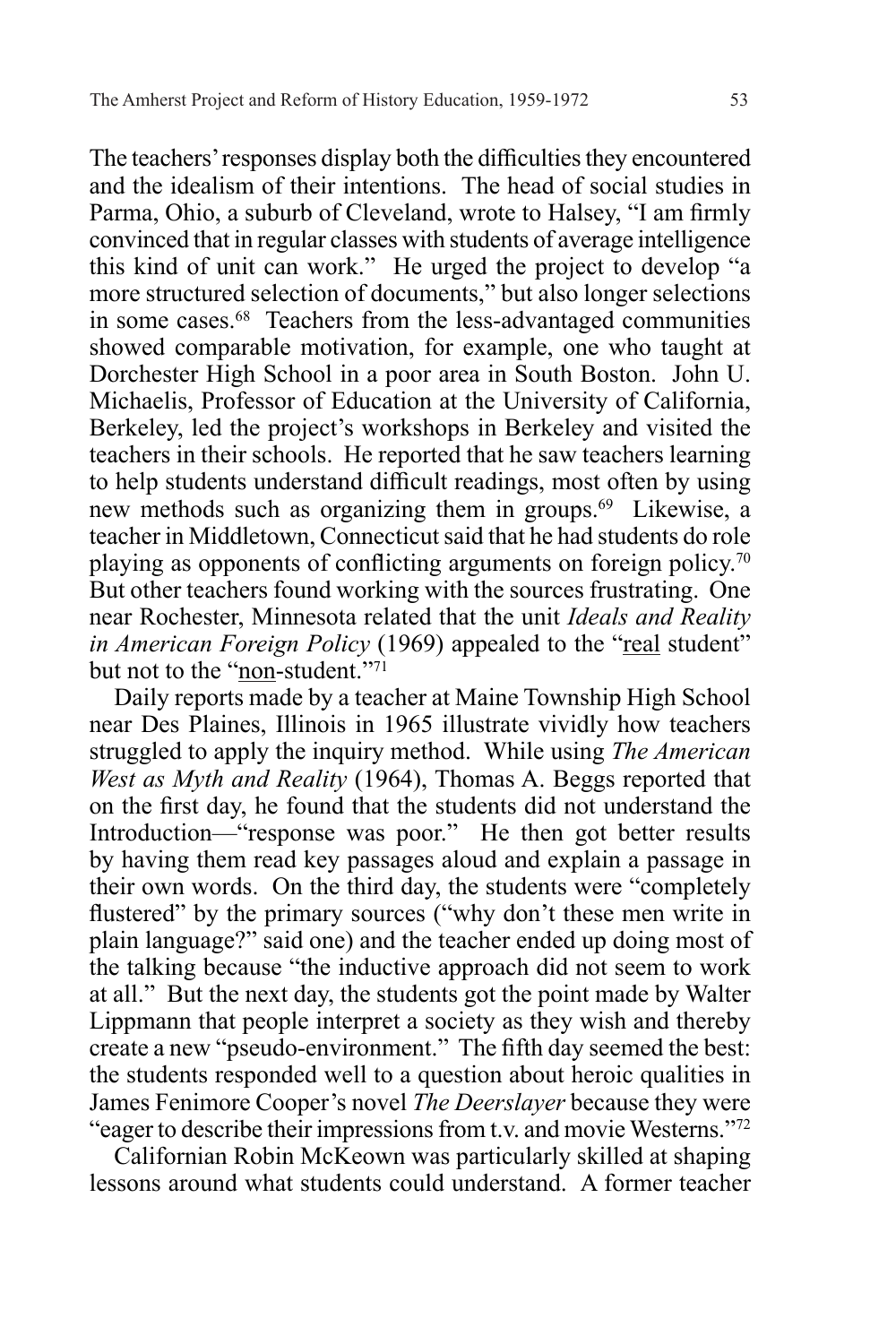The teachers' responses display both the difficulties they encountered and the idealism of their intentions. The head of social studies in Parma, Ohio, a suburb of Cleveland, wrote to Halsey, "I am firmly convinced that in regular classes with students of average intelligence this kind of unit can work." He urged the project to develop "a more structured selection of documents," but also longer selections in some cases.[68] Teachers from the less-advantaged communities showed comparable motivation, for example, one who taught at Dorchester High School in a poor area in South Boston. John U. Michaelis, Professor of Education at the University of California, Berkeley, led the project's workshops in Berkeley and visited the teachers in their schools. He reported that he saw teachers learning to help students understand difficult readings, most often by using new methods such as organizing them in groups.[69] Likewise, a teacher in Middletown, Connecticut said that he had students do role playing as opponents of conflicting arguments on foreign policy.[70] But other teachers found working with the sources frustrating. One near Rochester, Minnesota related that the unit *Ideals and Reality in American Foreign Policy* (1969) appealed to the "real student" but not to the "non-student."[71]

Daily reports made by a teacher at Maine Township High School near Des Plaines, Illinois in 1965 illustrate vividly how teachers struggled to apply the inquiry method. While using *The American West as Myth and Reality* (1964), Thomas A. Beggs reported that on the first day, he found that the students did not understand the Introduction—"response was poor." He then got better results by having them read key passages aloud and explain a passage in their own words. On the third day, the students were "completely flustered" by the primary sources ("why don't these men write in plain language?" said one) and the teacher ended up doing most of the talking because "the inductive approach did not seem to work at all." But the next day, the students got the point made by Walter Lippmann that people interpret a society as they wish and thereby create a new "pseudo-environment." The fifth day seemed the best: the students responded well to a question about heroic qualities in James Fenimore Cooper's novel *The Deerslayer* because they were "eager to describe their impressions from t.v. and movie Westerns."[72]

Californian Robin McKeown was particularly skilled at shaping lessons around what students could understand. A former teacher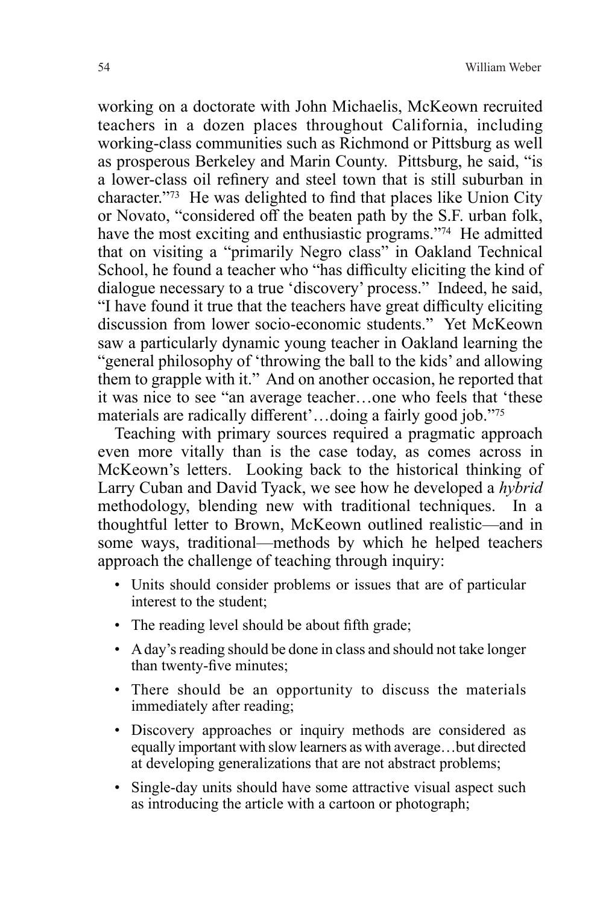working on a doctorate with John Michaelis, McKeown recruited teachers in a dozen places throughout California, including working-class communities such as Richmond or Pittsburg as well as prosperous Berkeley and Marin County. Pittsburg, he said, "is a lower-class oil refinery and steel town that is still suburban in character."[73] He was delighted to find that places like Union City or Novato, "considered off the beaten path by the S.F. urban folk, have the most exciting and enthusiastic programs."[74] He admitted that on visiting a "primarily Negro class" in Oakland Technical School, he found a teacher who "has difficulty eliciting the kind of dialogue necessary to a true 'discovery' process." Indeed, he said, "I have found it true that the teachers have great difficulty eliciting discussion from lower socio-economic students." Yet McKeown saw a particularly dynamic young teacher in Oakland learning the "general philosophy of 'throwing the ball to the kids' and allowing them to grapple with it." And on another occasion, he reported that it was nice to see "an average teacher…one who feels that 'these materials are radically different'…doing a fairly good job."[75]

Teaching with primary sources required a pragmatic approach even more vitally than is the case today, as comes across in McKeown's letters. Looking back to the historical thinking of Larry Cuban and David Tyack, we see how he developed a *hybrid* methodology, blending new with traditional techniques. In a thoughtful letter to Brown, McKeown outlined realistic—and in some ways, traditional—methods by which he helped teachers approach the challenge of teaching through inquiry:

- Units should consider problems or issues that are of particular interest to the student;
- The reading level should be about fifth grade;
- A day's reading should be done in class and should not take longer than twenty-five minutes;
- There should be an opportunity to discuss the materials immediately after reading;
- Discovery approaches or inquiry methods are considered as equally important with slow learners as with average…but directed at developing generalizations that are not abstract problems;
- Single-day units should have some attractive visual aspect such as introducing the article with a cartoon or photograph;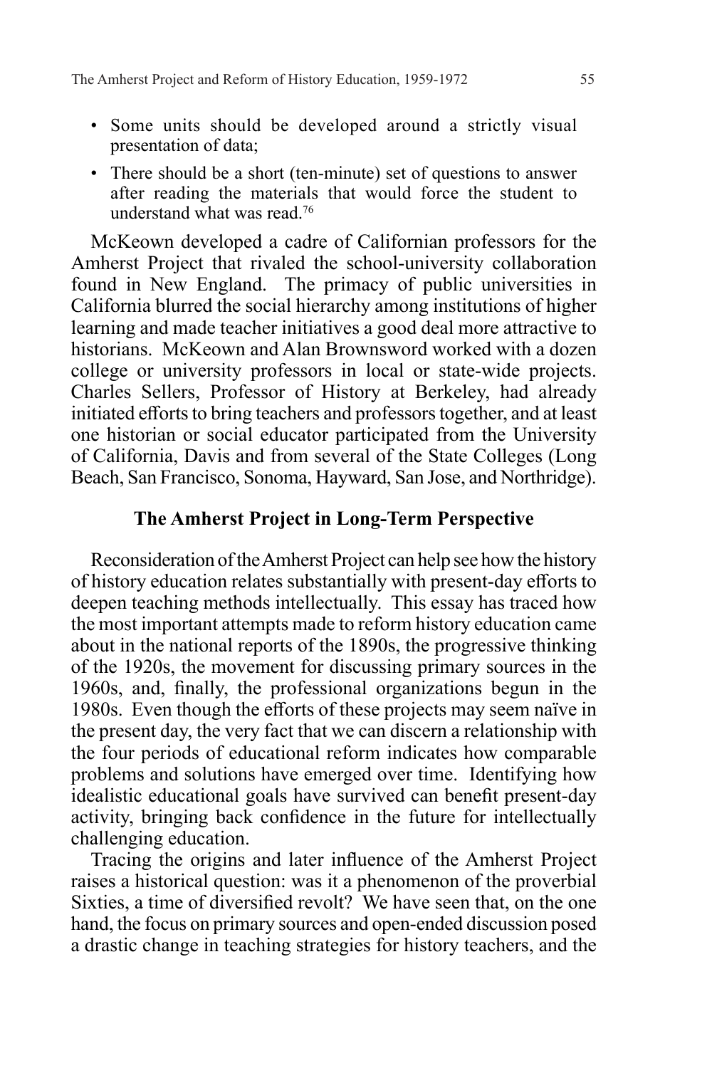- Some units should be developed around a strictly visual presentation of data;
- There should be a short (ten-minute) set of questions to answer after reading the materials that would force the student to understand what was read.[76]

McKeown developed a cadre of Californian professors for the Amherst Project that rivaled the school-university collaboration found in New England. The primacy of public universities in California blurred the social hierarchy among institutions of higher learning and made teacher initiatives a good deal more attractive to historians. McKeown and Alan Brownsword worked with a dozen college or university professors in local or state-wide projects. Charles Sellers, Professor of History at Berkeley, had already initiated efforts to bring teachers and professors together, and at least one historian or social educator participated from the University of California, Davis and from several of the State Colleges (Long Beach, San Francisco, Sonoma, Hayward, San Jose, and Northridge).

## The Amherst Project in Long-Term Perspective

Reconsideration of the Amherst Project can help see how the history of history education relates substantially with present-day efforts to deepen teaching methods intellectually. This essay has traced how the most important attempts made to reform history education came about in the national reports of the 1890s, the progressive thinking of the 1920s, the movement for discussing primary sources in the 1960s, and, finally, the professional organizations begun in the 1980s. Even though the efforts of these projects may seem naïve in the present day, the very fact that we can discern a relationship with the four periods of educational reform indicates how comparable problems and solutions have emerged over time. Identifying how idealistic educational goals have survived can benefit present-day activity, bringing back confidence in the future for intellectually challenging education.

Tracing the origins and later influence of the Amherst Project raises a historical question: was it a phenomenon of the proverbial Sixties, a time of diversified revolt? We have seen that, on the one hand, the focus on primary sources and open-ended discussion posed a drastic change in teaching strategies for history teachers, and the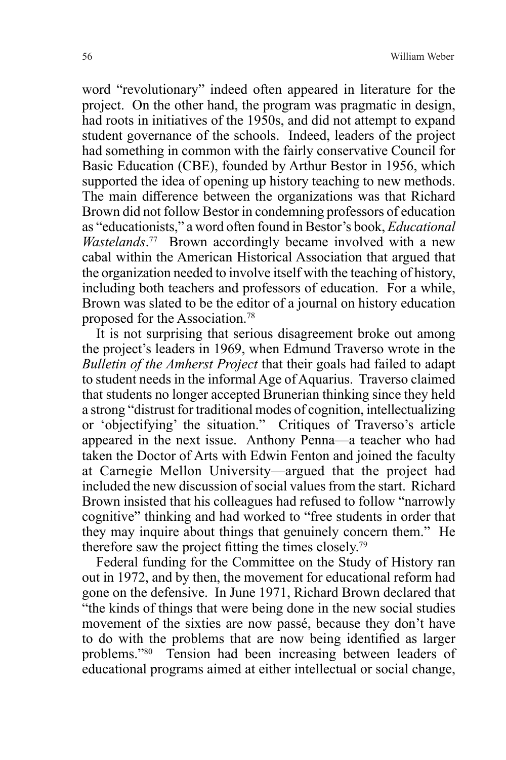word "revolutionary" indeed often appeared in literature for the project. On the other hand, the program was pragmatic in design, had roots in initiatives of the 1950s, and did not attempt to expand student governance of the schools. Indeed, leaders of the project had something in common with the fairly conservative Council for Basic Education (CBE), founded by Arthur Bestor in 1956, which supported the idea of opening up history teaching to new methods. The main difference between the organizations was that Richard Brown did not follow Bestor in condemning professors of education as "educationists," a word often found in Bestor's book, *Educational Wastelands*.[77] Brown accordingly became involved with a new cabal within the American Historical Association that argued that the organization needed to involve itself with the teaching of history, including both teachers and professors of education. For a while, Brown was slated to be the editor of a journal on history education proposed for the Association.[78]

It is not surprising that serious disagreement broke out among the project's leaders in 1969, when Edmund Traverso wrote in the *Bulletin of the Amherst Project* that their goals had failed to adapt to student needs in the informal Age of Aquarius. Traverso claimed that students no longer accepted Brunerian thinking since they held a strong "distrust for traditional modes of cognition, intellectualizing or 'objectifying' the situation." Critiques of Traverso's article appeared in the next issue. Anthony Penna—a teacher who had taken the Doctor of Arts with Edwin Fenton and joined the faculty at Carnegie Mellon University—argued that the project had included the new discussion of social values from the start. Richard Brown insisted that his colleagues had refused to follow "narrowly cognitive" thinking and had worked to "free students in order that they may inquire about things that genuinely concern them." He therefore saw the project fitting the times closely.[79]

Federal funding for the Committee on the Study of History ran out in 1972, and by then, the movement for educational reform had gone on the defensive. In June 1971, Richard Brown declared that "the kinds of things that were being done in the new social studies movement of the sixties are now passé, because they don't have to do with the problems that are now being identified as larger problems."[80] Tension had been increasing between leaders of educational programs aimed at either intellectual or social change,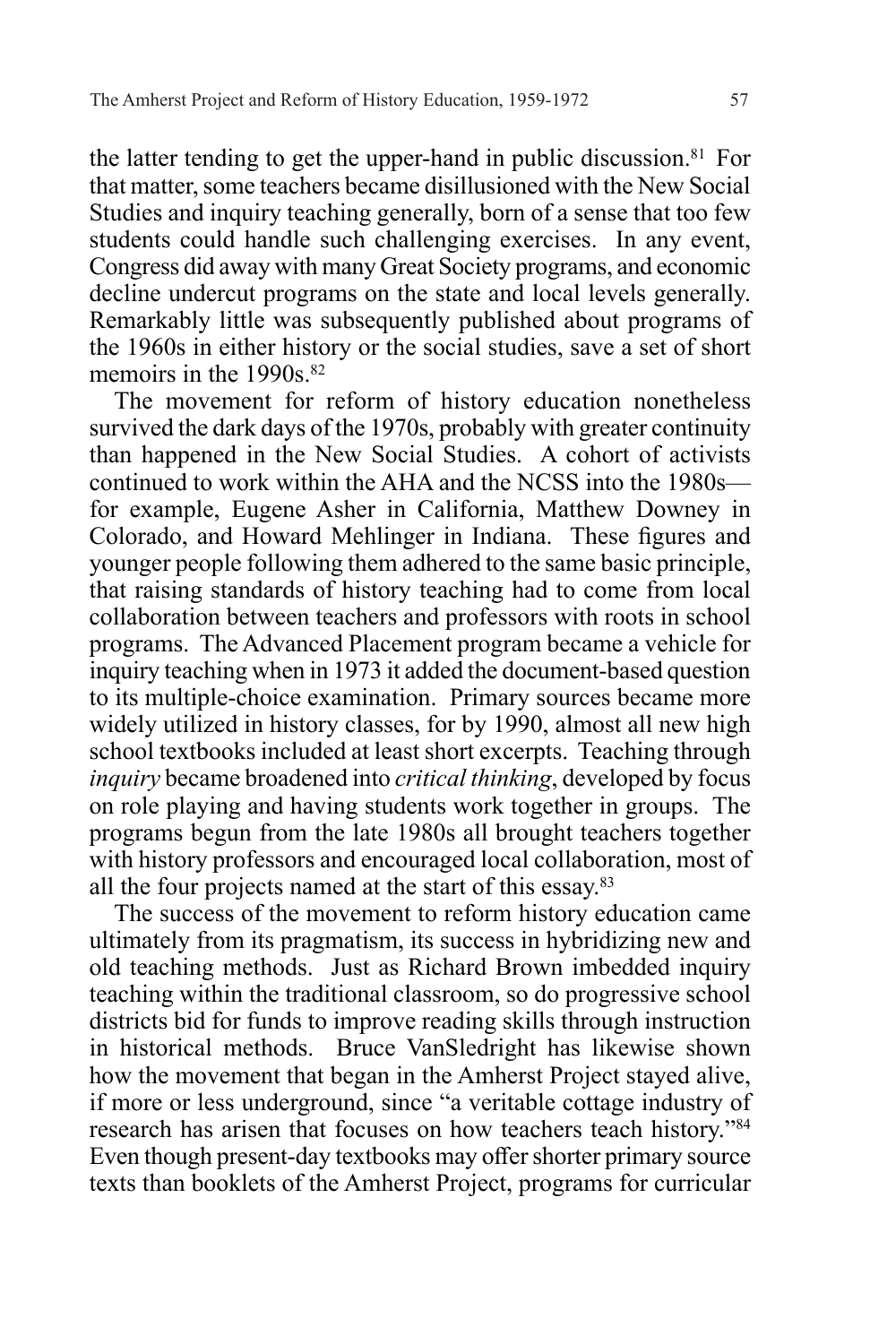the latter tending to get the upper-hand in public discussion.[81] For that matter, some teachers became disillusioned with the New Social Studies and inquiry teaching generally, born of a sense that too few students could handle such challenging exercises. In any event, Congress did away with many Great Society programs, and economic decline undercut programs on the state and local levels generally. Remarkably little was subsequently published about programs of the 1960s in either history or the social studies, save a set of short memoirs in the 1990s.[82]

The movement for reform of history education nonetheless survived the dark days of the 1970s, probably with greater continuity than happened in the New Social Studies. A cohort of activists continued to work within the AHA and the NCSS into the 1980s—for example, Eugene Asher in California, Matthew Downey in Colorado, and Howard Mehlinger in Indiana. These figures and younger people following them adhered to the same basic principle, that raising standards of history teaching had to come from local collaboration between teachers and professors with roots in school programs. The Advanced Placement program became a vehicle for inquiry teaching when in 1973 it added the document-based question to its multiple-choice examination. Primary sources became more widely utilized in history classes, for by 1990, almost all new high school textbooks included at least short excerpts. Teaching through *inquiry* became broadened into *critical thinking*, developed by focus on role playing and having students work together in groups. The programs begun from the late 1980s all brought teachers together with history professors and encouraged local collaboration, most of all the four projects named at the start of this essay.[83]

The success of the movement to reform history education came ultimately from its pragmatism, its success in hybridizing new and old teaching methods. Just as Richard Brown imbedded inquiry teaching within the traditional classroom, so do progressive school districts bid for funds to improve reading skills through instruction in historical methods. Bruce VanSledright has likewise shown how the movement that began in the Amherst Project stayed alive, if more or less underground, since "a veritable cottage industry of research has arisen that focuses on how teachers teach history."[84] Even though present-day textbooks may offer shorter primary source texts than booklets of the Amherst Project, programs for curricular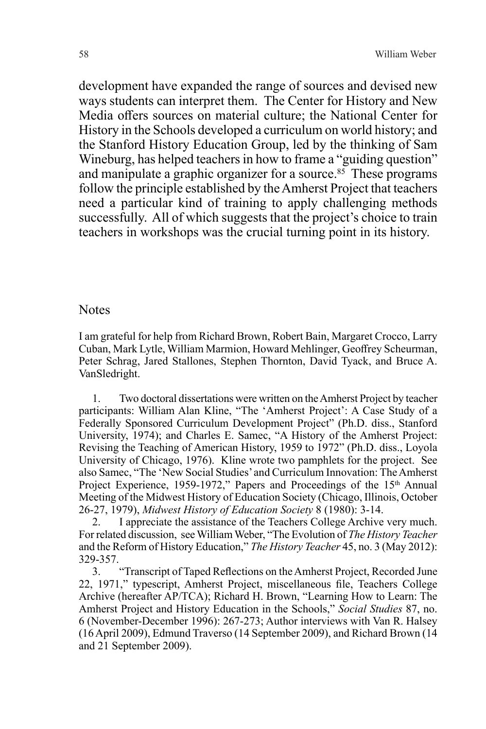development have expanded the range of sources and devised new ways students can interpret them. The Center for History and New Media offers sources on material culture; the National Center for History in the Schools developed a curriculum on world history; and the Stanford History Education Group, led by the thinking of Sam Wineburg, has helped teachers in how to frame a "guiding question" and manipulate a graphic organizer for a source.[85] These programs follow the principle established by the Amherst Project that teachers need a particular kind of training to apply challenging methods successfully. All of which suggests that the project's choice to train teachers in workshops was the crucial turning point in its history.

## Notes

I am grateful for help from Richard Brown, Robert Bain, Margaret Crocco, Larry Cuban, Mark Lytle, William Marmion, Howard Mehlinger, Geoffrey Scheurman, Peter Schrag, Jared Stallones, Stephen Thornton, David Tyack, and Bruce A. VanSledright.

1. Two doctoral dissertations were written on the Amherst Project by teacher participants: William Alan Kline, "The 'Amherst Project': A Case Study of a Federally Sponsored Curriculum Development Project" (Ph.D. diss., Stanford University, 1974); and Charles E. Samec, "A History of the Amherst Project: Revising the Teaching of American History, 1959 to 1972" (Ph.D. diss., Loyola University of Chicago, 1976). Kline wrote two pamphlets for the project. See also Samec, "The 'New Social Studies' and Curriculum Innovation: The Amherst Project Experience, 1959-1972," Papers and Proceedings of the 15th Annual Meeting of the Midwest History of Education Society (Chicago, Illinois, October 26-27, 1979), *Midwest History of Education Society* 8 (1980): 3-14.
2. I appreciate the assistance of the Teachers College Archive very much. For related discussion, see William Weber, "The Evolution of *The History Teacher* and the Reform of History Education," *The History Teacher* 45, no. 3 (May 2012): 329-357.
3. "Transcript of Taped Reflections on the Amherst Project, Recorded June 22, 1971," typescript, Amherst Project, miscellaneous file, Teachers College Archive (hereafter AP/TCA); Richard H. Brown, "Learning How to Learn: The Amherst Project and History Education in the Schools," *Social Studies* 87, no. 6 (November-December 1996): 267-273; Author interviews with Van R. Halsey (16 April 2009), Edmund Traverso (14 September 2009), and Richard Brown (14 and 21 September 2009).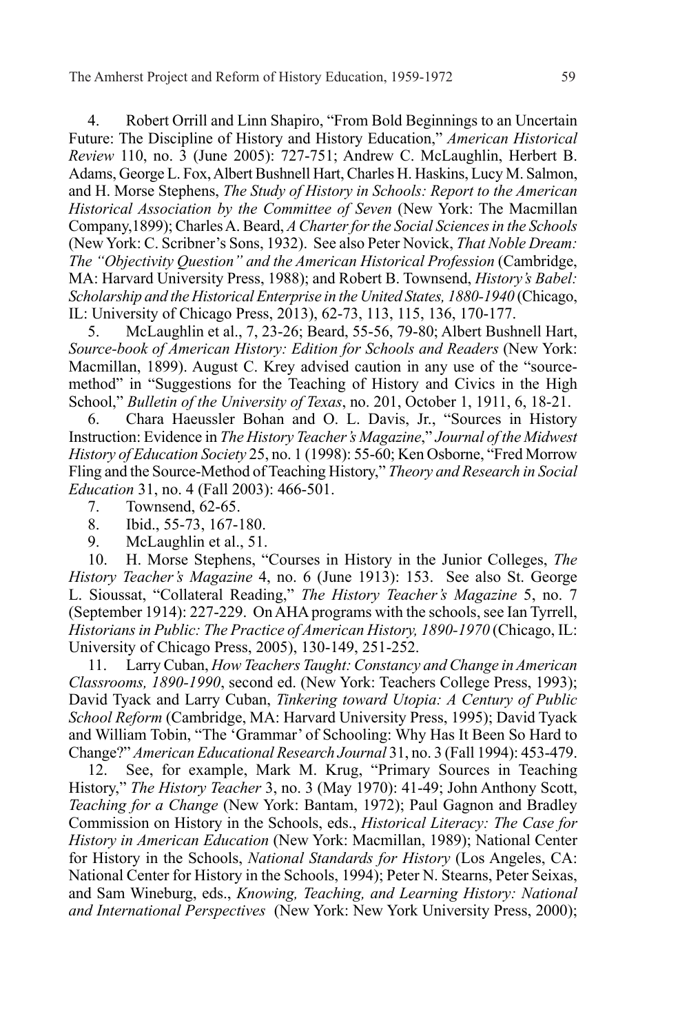4. Robert Orrill and Linn Shapiro, "From Bold Beginnings to an Uncertain Future: The Discipline of History and History Education," *American Historical Review* 110, no. 3 (June 2005): 727-751; Andrew C. McLaughlin, Herbert B. Adams, George L. Fox, Albert Bushnell Hart, Charles H. Haskins, Lucy M. Salmon, and H. Morse Stephens, *The Study of History in Schools: Report to the American Historical Association by the Committee of Seven* (New York: The Macmillan Company,1899); Charles A. Beard, *A Charter for the Social Sciences in the Schools* (New York: C. Scribner's Sons, 1932). See also Peter Novick, *That Noble Dream: The "Objectivity Question" and the American Historical Profession* (Cambridge, MA: Harvard University Press, 1988); and Robert B. Townsend, *History's Babel: Scholarship and the Historical Enterprise in the United States, 1880-1940* (Chicago, IL: University of Chicago Press, 2013), 62-73, 113, 115, 136, 170-177.

5. McLaughlin et al., 7, 23-26; Beard, 55-56, 79-80; Albert Bushnell Hart, *Source-book of American History: Edition for Schools and Readers* (New York: Macmillan, 1899). August C. Krey advised caution in any use of the "source-method" in "Suggestions for the Teaching of History and Civics in the High School," *Bulletin of the University of Texas*, no. 201, October 1, 1911, 6, 18-21.

6. Chara Haeussler Bohan and O. L. Davis, Jr., "Sources in History Instruction: Evidence in *The History Teacher's Magazine*," *Journal of the Midwest History of Education Society* 25, no. 1 (1998): 55-60; Ken Osborne, "Fred Morrow Fling and the Source-Method of Teaching History," *Theory and Research in Social Education* 31, no. 4 (Fall 2003): 466-501.

7. Townsend, 62-65.

8. Ibid., 55-73, 167-180.

9. McLaughlin et al., 51.

10. H. Morse Stephens, "Courses in History in the Junior Colleges, *The History Teacher's Magazine* 4, no. 6 (June 1913): 153. See also St. George L. Sioussat, "Collateral Reading," *The History Teacher's Magazine* 5, no. 7 (September 1914): 227-229. On AHA programs with the schools, see Ian Tyrrell, *Historians in Public: The Practice of American History, 1890-1970* (Chicago, IL: University of Chicago Press, 2005), 130-149, 251-252.

11. Larry Cuban, *How Teachers Taught: Constancy and Change in American Classrooms, 1890-1990*, second ed. (New York: Teachers College Press, 1993); David Tyack and Larry Cuban, *Tinkering toward Utopia: A Century of Public School Reform* (Cambridge, MA: Harvard University Press, 1995); David Tyack and William Tobin, "The 'Grammar' of Schooling: Why Has It Been So Hard to Change?" *American Educational Research Journal* 31, no. 3 (Fall 1994): 453-479.

12. See, for example, Mark M. Krug, "Primary Sources in Teaching History," *The History Teacher* 3, no. 3 (May 1970): 41-49; John Anthony Scott, *Teaching for a Change* (New York: Bantam, 1972); Paul Gagnon and Bradley Commission on History in the Schools, eds., *Historical Literacy: The Case for History in American Education* (New York: Macmillan, 1989); National Center for History in the Schools, *National Standards for History* (Los Angeles, CA: National Center for History in the Schools, 1994); Peter N. Stearns, Peter Seixas, and Sam Wineburg, eds., *Knowing, Teaching, and Learning History: National and International Perspectives* (New York: New York University Press, 2000);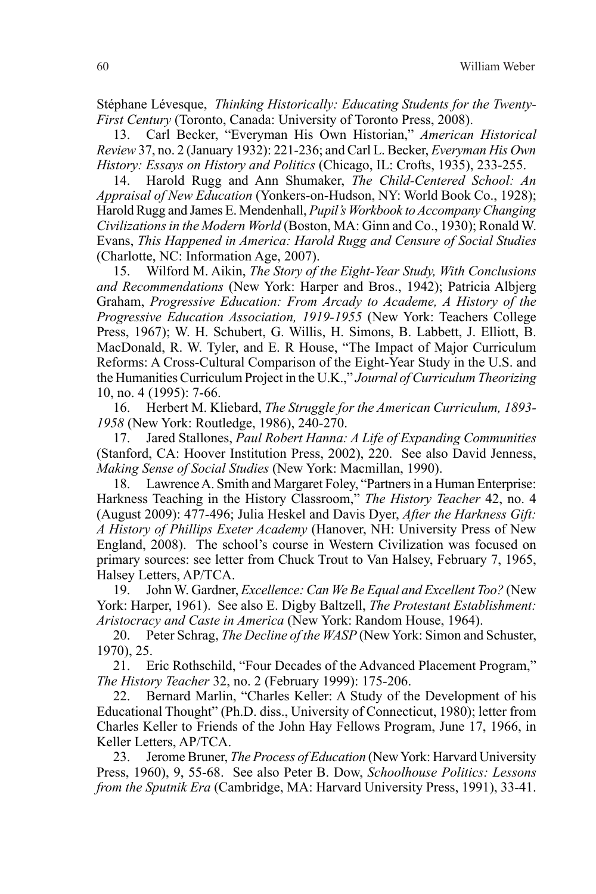Stéphane Lévesque, *Thinking Historically: Educating Students for the Twenty-First Century* (Toronto, Canada: University of Toronto Press, 2008).

13. Carl Becker, "Everyman His Own Historian," *American Historical Review* 37, no. 2 (January 1932): 221-236; and Carl L. Becker, *Everyman His Own History: Essays on History and Politics* (Chicago, IL: Crofts, 1935), 233-255.

14. Harold Rugg and Ann Shumaker, *The Child-Centered School: An Appraisal of New Education* (Yonkers-on-Hudson, NY: World Book Co., 1928); Harold Rugg and James E. Mendenhall, *Pupil's Workbook to Accompany Changing Civilizations in the Modern World* (Boston, MA: Ginn and Co., 1930); Ronald W. Evans, *This Happened in America: Harold Rugg and Censure of Social Studies* (Charlotte, NC: Information Age, 2007).

15. Wilford M. Aikin, *The Story of the Eight-Year Study, With Conclusions and Recommendations* (New York: Harper and Bros., 1942); Patricia Albjerg Graham, *Progressive Education: From Arcady to Academe, A History of the Progressive Education Association, 1919-1955* (New York: Teachers College Press, 1967); W. H. Schubert, G. Willis, H. Simons, B. Labbett, J. Elliott, B. MacDonald, R. W. Tyler, and E. R House, "The Impact of Major Curriculum Reforms: A Cross-Cultural Comparison of the Eight-Year Study in the U.S. and the Humanities Curriculum Project in the U.K.," *Journal of Curriculum Theorizing* 10, no. 4 (1995): 7-66.

16. Herbert M. Kliebard, *The Struggle for the American Curriculum, 1893-1958* (New York: Routledge, 1986), 240-270.

17. Jared Stallones, *Paul Robert Hanna: A Life of Expanding Communities* (Stanford, CA: Hoover Institution Press, 2002), 220. See also David Jenness, *Making Sense of Social Studies* (New York: Macmillan, 1990).

18. Lawrence A. Smith and Margaret Foley, "Partners in a Human Enterprise: Harkness Teaching in the History Classroom," *The History Teacher* 42, no. 4 (August 2009): 477-496; Julia Heskel and Davis Dyer, *After the Harkness Gift: A History of Phillips Exeter Academy* (Hanover, NH: University Press of New England, 2008). The school's course in Western Civilization was focused on primary sources: see letter from Chuck Trout to Van Halsey, February 7, 1965, Halsey Letters, AP/TCA.

19. John W. Gardner, *Excellence: Can We Be Equal and Excellent Too?* (New York: Harper, 1961). See also E. Digby Baltzell, *The Protestant Establishment: Aristocracy and Caste in America* (New York: Random House, 1964).

20. Peter Schrag, *The Decline of the WASP* (New York: Simon and Schuster, 1970), 25.

21. Eric Rothschild, "Four Decades of the Advanced Placement Program," *The History Teacher* 32, no. 2 (February 1999): 175-206.

22. Bernard Marlin, "Charles Keller: A Study of the Development of his Educational Thought" (Ph.D. diss., University of Connecticut, 1980); letter from Charles Keller to Friends of the John Hay Fellows Program, June 17, 1966, in Keller Letters, AP/TCA.

23. Jerome Bruner, *The Process of Education* (New York: Harvard University Press, 1960), 9, 55-68. See also Peter B. Dow, *Schoolhouse Politics: Lessons from the Sputnik Era* (Cambridge, MA: Harvard University Press, 1991), 33-41.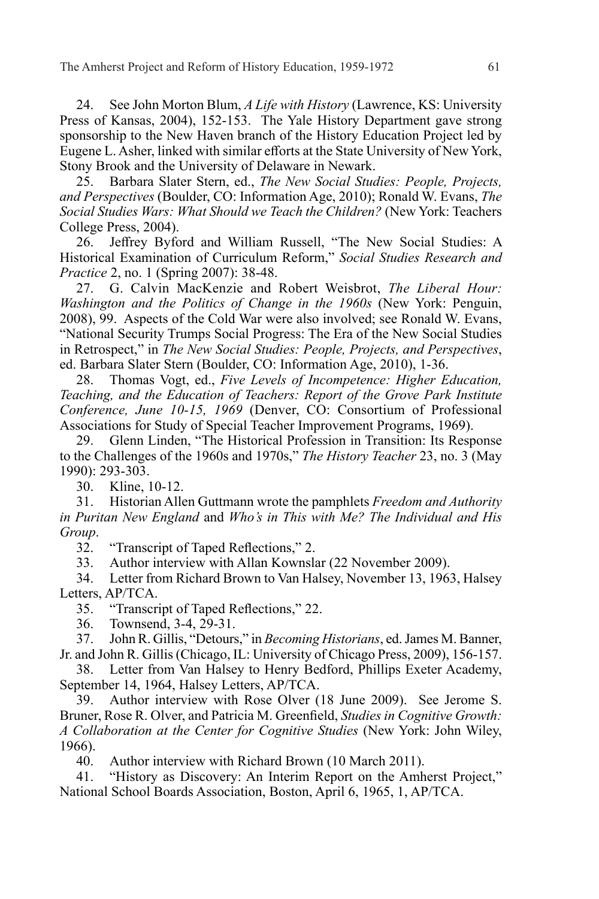24. See John Morton Blum, *A Life with History* (Lawrence, KS: University Press of Kansas, 2004), 152-153. The Yale History Department gave strong sponsorship to the New Haven branch of the History Education Project led by Eugene L. Asher, linked with similar efforts at the State University of New York, Stony Brook and the University of Delaware in Newark.

25. Barbara Slater Stern, ed., *The New Social Studies: People, Projects, and Perspectives* (Boulder, CO: Information Age, 2010); Ronald W. Evans, *The Social Studies Wars: What Should we Teach the Children?* (New York: Teachers College Press, 2004).

26. Jeffrey Byford and William Russell, "The New Social Studies: A Historical Examination of Curriculum Reform," *Social Studies Research and Practice* 2, no. 1 (Spring 2007): 38-48.

27. G. Calvin MacKenzie and Robert Weisbrot, *The Liberal Hour: Washington and the Politics of Change in the 1960s* (New York: Penguin, 2008), 99. Aspects of the Cold War were also involved; see Ronald W. Evans, "National Security Trumps Social Progress: The Era of the New Social Studies in Retrospect," in *The New Social Studies: People, Projects, and Perspectives*, ed. Barbara Slater Stern (Boulder, CO: Information Age, 2010), 1-36.

28. Thomas Vogt, ed., *Five Levels of Incompetence: Higher Education, Teaching, and the Education of Teachers: Report of the Grove Park Institute Conference, June 10-15, 1969* (Denver, CO: Consortium of Professional Associations for Study of Special Teacher Improvement Programs, 1969).

29. Glenn Linden, "The Historical Profession in Transition: Its Response to the Challenges of the 1960s and 1970s," *The History Teacher* 23, no. 3 (May 1990): 293-303.

30. Kline, 10-12.

31. Historian Allen Guttmann wrote the pamphlets *Freedom and Authority in Puritan New England* and *Who's in This with Me? The Individual and His Group*.

32. "Transcript of Taped Reflections," 2.

33. Author interview with Allan Kownslar (22 November 2009).

34. Letter from Richard Brown to Van Halsey, November 13, 1963, Halsey Letters, AP/TCA.

35. "Transcript of Taped Reflections," 22.

36. Townsend, 3-4, 29-31.

37. John R. Gillis, "Detours," in *Becoming Historians*, ed. James M. Banner, Jr. and John R. Gillis (Chicago, IL: University of Chicago Press, 2009), 156-157.

38. Letter from Van Halsey to Henry Bedford, Phillips Exeter Academy, September 14, 1964, Halsey Letters, AP/TCA.

39. Author interview with Rose Olver (18 June 2009). See Jerome S. Bruner, Rose R. Olver, and Patricia M. Greenfield, *Studies in Cognitive Growth: A Collaboration at the Center for Cognitive Studies* (New York: John Wiley, 1966).

40. Author interview with Richard Brown (10 March 2011).

41. "History as Discovery: An Interim Report on the Amherst Project," National School Boards Association, Boston, April 6, 1965, 1, AP/TCA.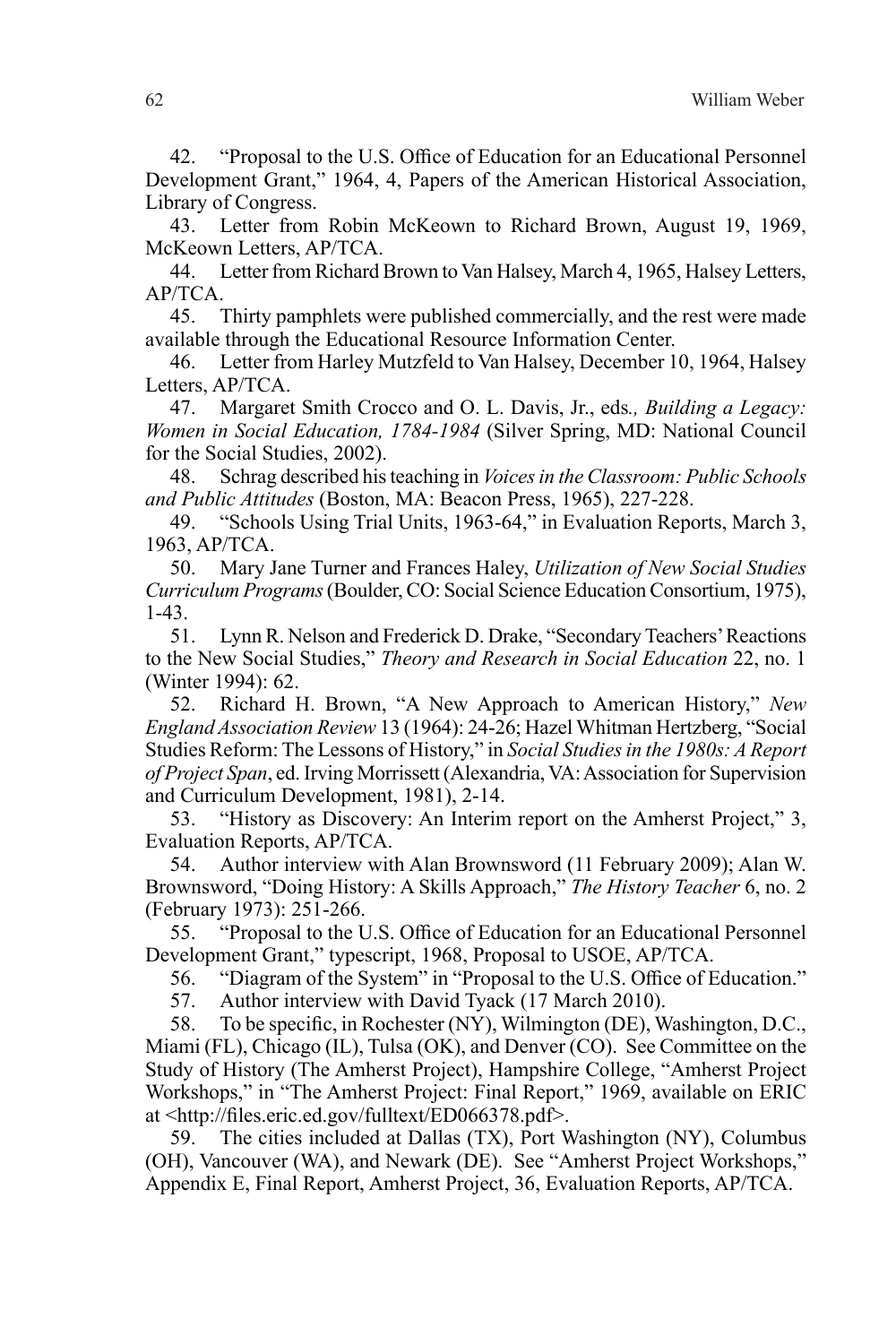42. "Proposal to the U.S. Office of Education for an Educational Personnel Development Grant," 1964, 4, Papers of the American Historical Association, Library of Congress.

43. Letter from Robin McKeown to Richard Brown, August 19, 1969, McKeown Letters, AP/TCA.

44. Letter from Richard Brown to Van Halsey, March 4, 1965, Halsey Letters, AP/TCA.

45. Thirty pamphlets were published commercially, and the rest were made available through the Educational Resource Information Center.

46. Letter from Harley Mutzfeld to Van Halsey, December 10, 1964, Halsey Letters, AP/TCA.

47. Margaret Smith Crocco and O. L. Davis, Jr., eds*., Building a Legacy: Women in Social Education, 1784-1984* (Silver Spring, MD: National Council for the Social Studies, 2002).

48. Schrag described his teaching in *Voices in the Classroom: Public Schools and Public Attitudes* (Boston, MA: Beacon Press, 1965), 227-228.

49. "Schools Using Trial Units, 1963-64," in Evaluation Reports, March 3, 1963, AP/TCA.

50. Mary Jane Turner and Frances Haley, *Utilization of New Social Studies Curriculum Programs* (Boulder, CO: Social Science Education Consortium, 1975), 1-43.

51. Lynn R. Nelson and Frederick D. Drake, "Secondary Teachers' Reactions to the New Social Studies," *Theory and Research in Social Education* 22, no. 1 (Winter 1994): 62.

52. Richard H. Brown, "A New Approach to American History," *New England Association Review* 13 (1964): 24-26; Hazel Whitman Hertzberg, "Social Studies Reform: The Lessons of History," in *Social Studies in the 1980s: A Report of Project Span*, ed. Irving Morrissett (Alexandria, VA: Association for Supervision and Curriculum Development, 1981), 2-14.

53. "History as Discovery: An Interim report on the Amherst Project," 3, Evaluation Reports, AP/TCA.

54. Author interview with Alan Brownsword (11 February 2009); Alan W. Brownsword, "Doing History: A Skills Approach," *The History Teacher* 6, no. 2 (February 1973): 251-266.

55. "Proposal to the U.S. Office of Education for an Educational Personnel Development Grant," typescript, 1968, Proposal to USOE, AP/TCA.

56. "Diagram of the System" in "Proposal to the U.S. Office of Education."

57. Author interview with David Tyack (17 March 2010).

58. To be specific, in Rochester (NY), Wilmington (DE), Washington, D.C., Miami (FL), Chicago (IL), Tulsa (OK), and Denver (CO). See Committee on the Study of History (The Amherst Project), Hampshire College, "Amherst Project Workshops," in "The Amherst Project: Final Report," 1969, available on ERIC at <http://files.eric.ed.gov/fulltext/ED066378.pdf>.

59. The cities included at Dallas (TX), Port Washington (NY), Columbus (OH), Vancouver (WA), and Newark (DE). See "Amherst Project Workshops," Appendix E, Final Report, Amherst Project, 36, Evaluation Reports, AP/TCA.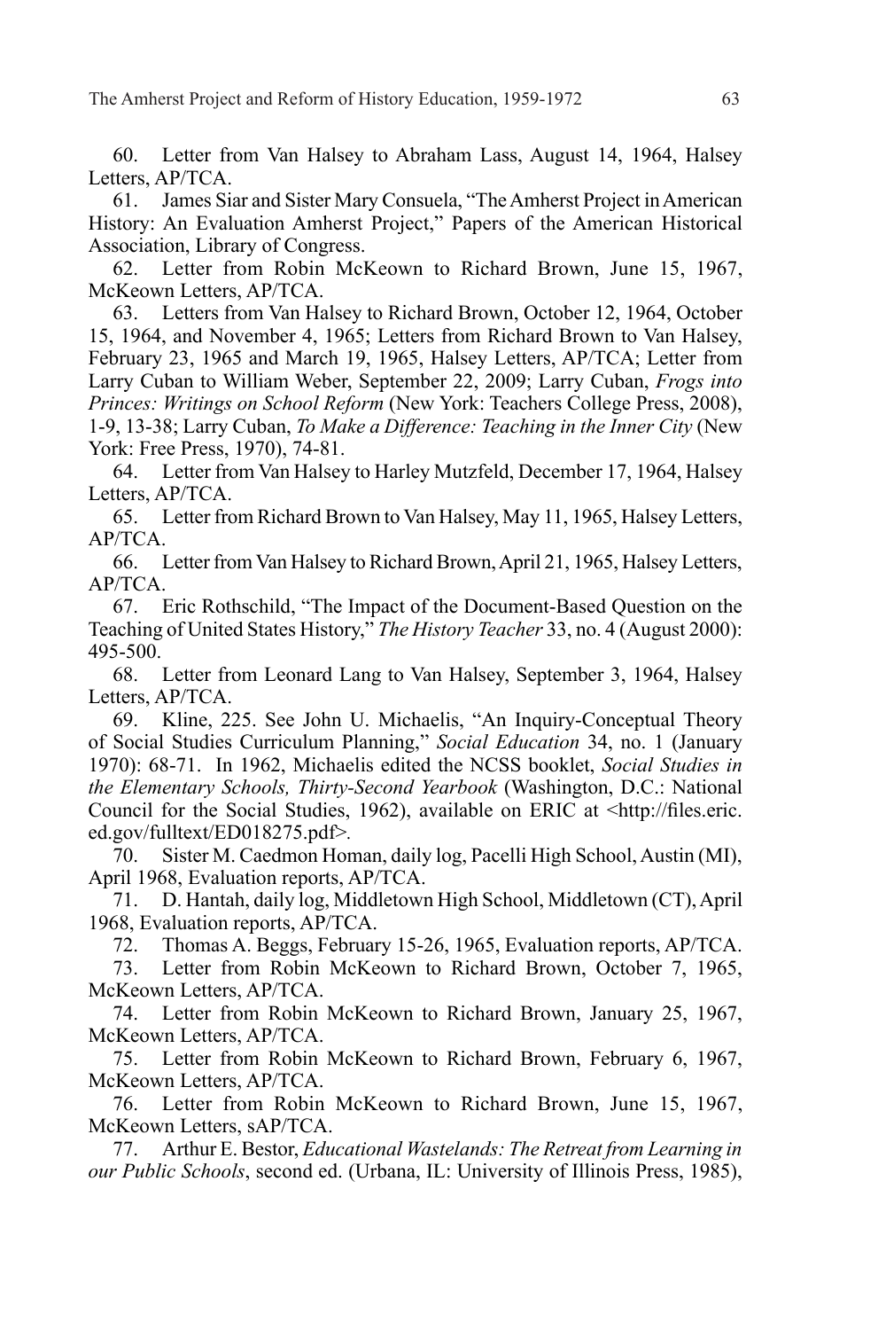60. Letter from Van Halsey to Abraham Lass, August 14, 1964, Halsey Letters, AP/TCA.

61. James Siar and Sister Mary Consuela, "The Amherst Project in American History: An Evaluation Amherst Project," Papers of the American Historical Association, Library of Congress.

62. Letter from Robin McKeown to Richard Brown, June 15, 1967, McKeown Letters, AP/TCA.

63. Letters from Van Halsey to Richard Brown, October 12, 1964, October 15, 1964, and November 4, 1965; Letters from Richard Brown to Van Halsey, February 23, 1965 and March 19, 1965, Halsey Letters, AP/TCA; Letter from Larry Cuban to William Weber, September 22, 2009; Larry Cuban, *Frogs into Princes: Writings on School Reform* (New York: Teachers College Press, 2008), 1-9, 13-38; Larry Cuban, *To Make a Difference: Teaching in the Inner City* (New York: Free Press, 1970), 74-81.

64. Letter from Van Halsey to Harley Mutzfeld, December 17, 1964, Halsey Letters, AP/TCA.

65. Letter from Richard Brown to Van Halsey, May 11, 1965, Halsey Letters, AP/TCA.

66. Letter from Van Halsey to Richard Brown, April 21, 1965, Halsey Letters, AP/TCA.

67. Eric Rothschild, "The Impact of the Document-Based Question on the Teaching of United States History," *The History Teacher* 33, no. 4 (August 2000): 495-500.

68. Letter from Leonard Lang to Van Halsey, September 3, 1964, Halsey Letters, AP/TCA.

69. Kline, 225. See John U. Michaelis, "An Inquiry-Conceptual Theory of Social Studies Curriculum Planning," *Social Education* 34, no. 1 (January 1970): 68-71. In 1962, Michaelis edited the NCSS booklet, *Social Studies in the Elementary Schools, Thirty-Second Yearbook* (Washington, D.C.: National Council for the Social Studies, 1962), available on ERIC at <http://files.eric.ed.gov/fulltext/ED018275.pdf>.

70. Sister M. Caedmon Homan, daily log, Pacelli High School, Austin (MI), April 1968, Evaluation reports, AP/TCA.

71. D. Hantah, daily log, Middletown High School, Middletown (CT), April 1968, Evaluation reports, AP/TCA.

72. Thomas A. Beggs, February 15-26, 1965, Evaluation reports, AP/TCA.

73. Letter from Robin McKeown to Richard Brown, October 7, 1965, McKeown Letters, AP/TCA.

74. Letter from Robin McKeown to Richard Brown, January 25, 1967, McKeown Letters, AP/TCA.

75. Letter from Robin McKeown to Richard Brown, February 6, 1967, McKeown Letters, AP/TCA.

76. Letter from Robin McKeown to Richard Brown, June 15, 1967, McKeown Letters, sAP/TCA.

77. Arthur E. Bestor, *Educational Wastelands: The Retreat from Learning in our Public Schools*, second ed. (Urbana, IL: University of Illinois Press, 1985),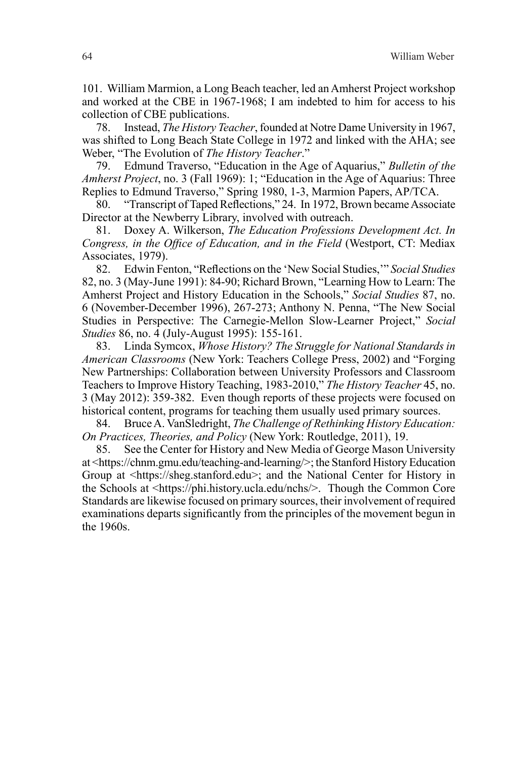101. William Marmion, a Long Beach teacher, led an Amherst Project workshop and worked at the CBE in 1967-1968; I am indebted to him for access to his collection of CBE publications.

78. Instead, *The History Teacher*, founded at Notre Dame University in 1967, was shifted to Long Beach State College in 1972 and linked with the AHA; see Weber, "The Evolution of *The History Teacher*."

79. Edmund Traverso, "Education in the Age of Aquarius," *Bulletin of the Amherst Project*, no. 3 (Fall 1969): 1; "Education in the Age of Aquarius: Three Replies to Edmund Traverso," Spring 1980, 1-3, Marmion Papers, AP/TCA.

80. "Transcript of Taped Reflections," 24. In 1972, Brown became Associate Director at the Newberry Library, involved with outreach.

81. Doxey A. Wilkerson, *The Education Professions Development Act. In Congress, in the Office of Education, and in the Field* (Westport, CT: Mediax Associates, 1979).

82. Edwin Fenton, "Reflections on the 'New Social Studies,'" *Social Studies* 82, no. 3 (May-June 1991): 84-90; Richard Brown, "Learning How to Learn: The Amherst Project and History Education in the Schools," *Social Studies* 87, no. 6 (November-December 1996), 267-273; Anthony N. Penna, "The New Social Studies in Perspective: The Carnegie-Mellon Slow-Learner Project," *Social Studies* 86, no. 4 (July-August 1995): 155-161.

83. Linda Symcox, *Whose History? The Struggle for National Standards in American Classrooms* (New York: Teachers College Press, 2002) and "Forging New Partnerships: Collaboration between University Professors and Classroom Teachers to Improve History Teaching, 1983-2010," *The History Teacher* 45, no. 3 (May 2012): 359-382. Even though reports of these projects were focused on historical content, programs for teaching them usually used primary sources.

84. Bruce A. VanSledright, *The Challenge of Rethinking History Education: On Practices, Theories, and Policy* (New York: Routledge, 2011), 19.

85. See the Center for History and New Media of George Mason University at <https://chnm.gmu.edu/teaching-and-learning/>; the Stanford History Education Group at <https://sheg.stanford.edu>; and the National Center for History in the Schools at <https://phi.history.ucla.edu/nchs/>. Though the Common Core Standards are likewise focused on primary sources, their involvement of required examinations departs significantly from the principles of the movement begun in the 1960s.